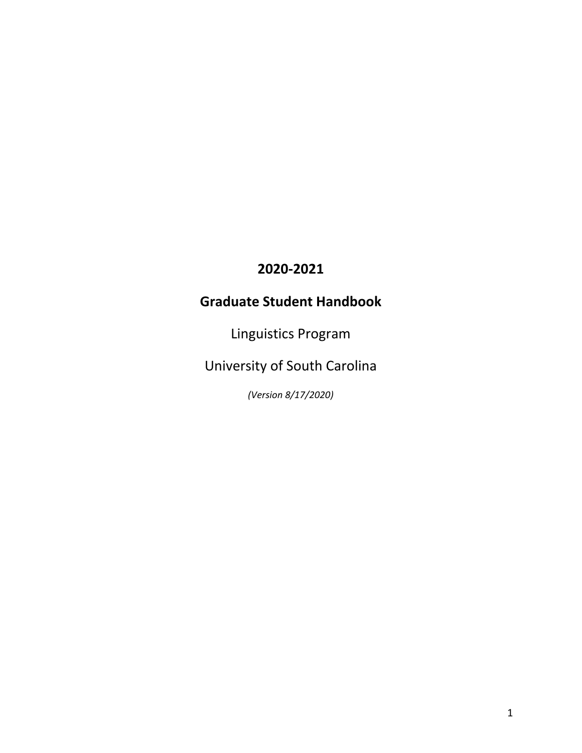# 2020-2021

# Graduate Student Handbook

Linguistics Program

University of South Carolina

*(Version 8/17/2020)*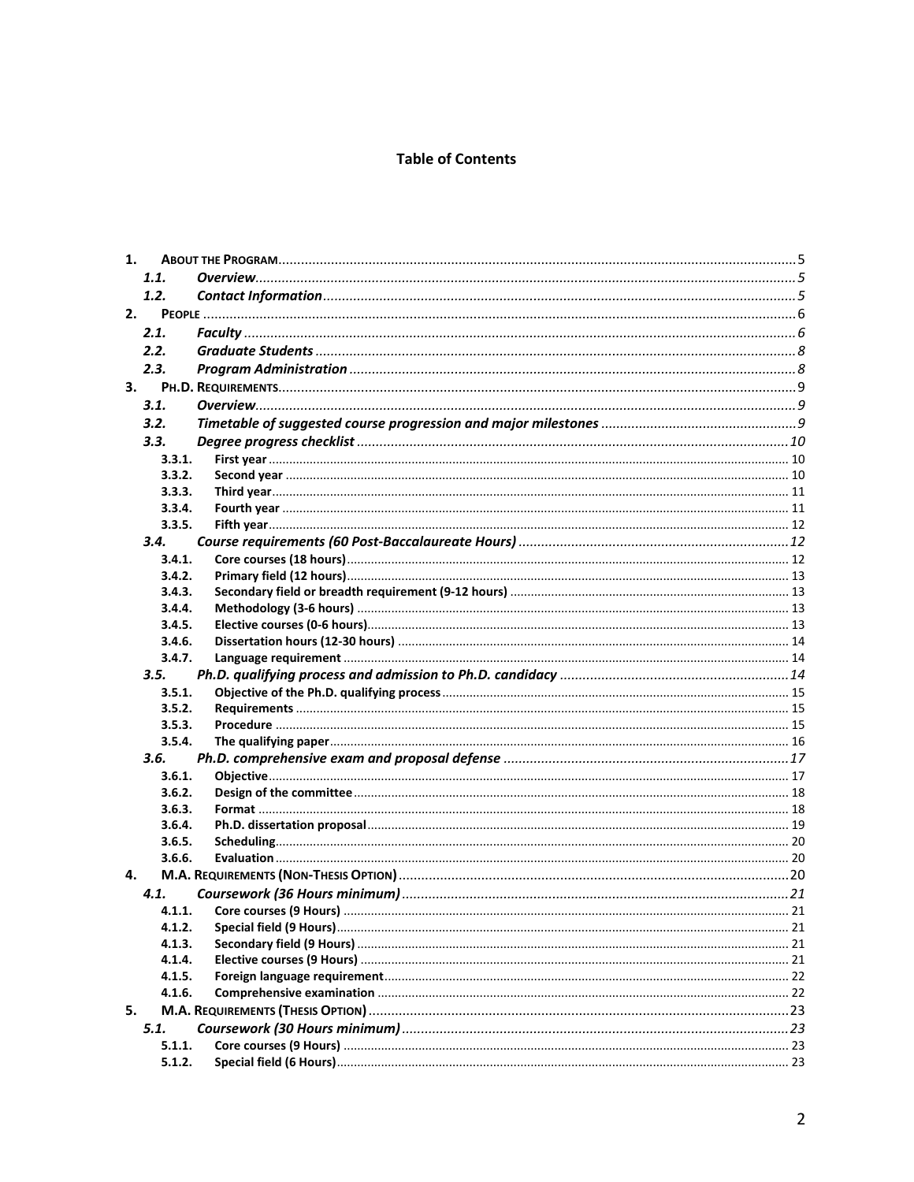## Table of Contents

1. ABOUT THE PROGRAM ..... 5
   - 1.1. *Overview* ..... 5
   - 1.2. *Contact Information* ..... 5
2. PEOPLE ..... 6
   - 2.1. *Faculty* ..... 6
   - 2.2. *Graduate Students* ..... 8
   - 2.3. *Program Administration* ..... 8
3. PH.D. REQUIREMENTS ..... 9
   - 3.1. *Overview* ..... 9
   - 3.2. *Timetable of suggested course progression and major milestones* ..... 9
   - 3.3. *Degree progress checklist* ..... 10
     - 3.3.1. **First year** ..... 10
     - 3.3.2. **Second year** ..... 10
     - 3.3.3. **Third year** ..... 11
     - 3.3.4. **Fourth year** ..... 11
     - 3.3.5. **Fifth year** ..... 12
   - 3.4. *Course requirements (60 Post-Baccalaureate Hours)* ..... 12
     - 3.4.1. **Core courses (18 hours)** ..... 12
     - 3.4.2. **Primary field (12 hours)** ..... 13
     - 3.4.3. **Secondary field or breadth requirement (9-12 hours)** ..... 13
     - 3.4.4. **Methodology (3-6 hours)** ..... 13
     - 3.4.5. **Elective courses (0-6 hours)** ..... 13
     - 3.4.6. **Dissertation hours (12-30 hours)** ..... 14
     - 3.4.7. **Language requirement** ..... 14
   - 3.5. *Ph.D. qualifying process and admission to Ph.D. candidacy* ..... 14
     - 3.5.1. **Objective of the Ph.D. qualifying process** ..... 15
     - 3.5.2. **Requirements** ..... 15
     - 3.5.3. **Procedure** ..... 15
     - 3.5.4. **The qualifying paper** ..... 16
   - 3.6. *Ph.D. comprehensive exam and proposal defense* ..... 17
     - 3.6.1. **Objective** ..... 17
     - 3.6.2. **Design of the committee** ..... 18
     - 3.6.3. **Format** ..... 18
     - 3.6.4. **Ph.D. dissertation proposal** ..... 19
     - 3.6.5. **Scheduling** ..... 20
     - 3.6.6. **Evaluation** ..... 20
4. M.A. REQUIREMENTS (NON-THESIS OPTION) ..... 20
   - 4.1. *Coursework (36 Hours minimum)* ..... 21
     - 4.1.1. **Core courses (9 Hours)** ..... 21
     - 4.1.2. **Special field (9 Hours)** ..... 21
     - 4.1.3. **Secondary field (9 Hours)** ..... 21
     - 4.1.4. **Elective courses (9 Hours)** ..... 21
     - 4.1.5. **Foreign language requirement** ..... 22
     - 4.1.6. **Comprehensive examination** ..... 22
5. M.A. REQUIREMENTS (THESIS OPTION) ..... 23
   - 5.1. *Coursework (30 Hours minimum)* ..... 23
     - 5.1.1. **Core courses (9 Hours)** ..... 23
     - 5.1.2. **Special field (6 Hours)** ..... 23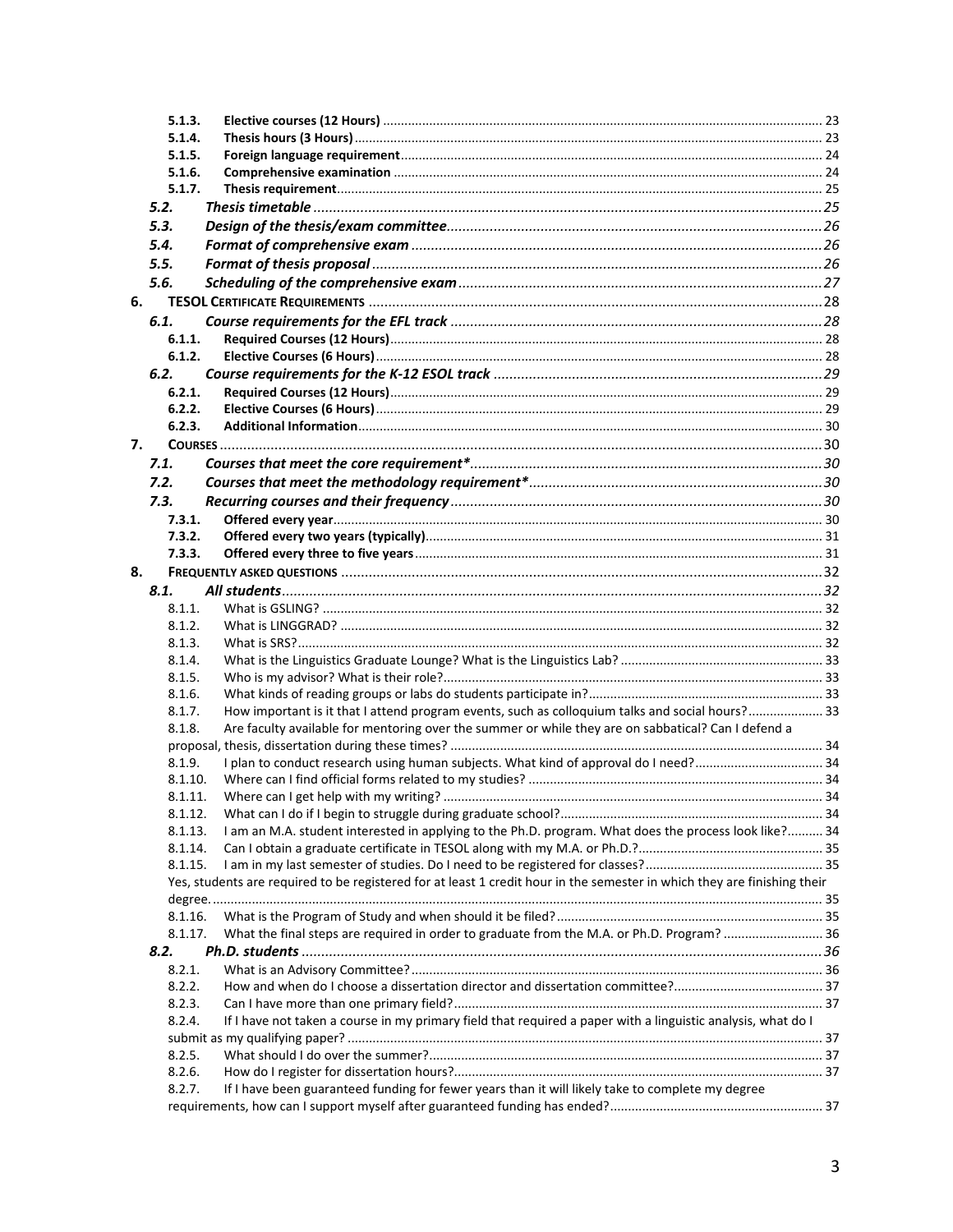- 5.1.3. **Elective courses (12 Hours)** ............ 23
- 5.1.4. **Thesis hours (3 Hours)** ............ 23
- 5.1.5. **Foreign language requirement** ............ 24
- 5.1.6. **Comprehensive examination** ............ 24
- 5.1.7. **Thesis requirement** ............ 25
- *5.2. Thesis timetable* ............ 25
- *5.3. Design of the thesis/exam committee* ............ 26
- *5.4. Format of comprehensive exam* ............ 26
- *5.5. Format of thesis proposal* ............ 26
- *5.6. Scheduling of the comprehensive exam* ............ 27

**6. TESOL Certificate Requirements** ............ 28

- *6.1. Course requirements for the EFL track* ............ 28
  - 6.1.1. **Required Courses (12 Hours)** ............ 28
  - 6.1.2. **Elective Courses (6 Hours)** ............ 28
- *6.2. Course requirements for the K-12 ESOL track* ............ 29
  - 6.2.1. **Required Courses (12 Hours)** ............ 29
  - 6.2.2. **Elective Courses (6 Hours)** ............ 29
  - 6.2.3. **Additional Information** ............ 30

**7. Courses** ............ 30

- *7.1. Courses that meet the core requirement** ............ 30
- *7.2. Courses that meet the methodology requirement** ............ 30
- *7.3. Recurring courses and their frequency* ............ 30
  - 7.3.1. **Offered every year** ............ 30
  - 7.3.2. **Offered every two years (typically)** ............ 31
  - 7.3.3. **Offered every three to five years** ............ 31

**8. Frequently asked questions** ............ 32

- *8.1. All students* ............ 32
  - 8.1.1. What is GSLING? ............ 32
  - 8.1.2. What is LINGGRAD? ............ 32
  - 8.1.3. What is SRS? ............ 32
  - 8.1.4. What is the Linguistics Graduate Lounge? What is the Linguistics Lab? ............ 33
  - 8.1.5. Who is my advisor? What is their role? ............ 33
  - 8.1.6. What kinds of reading groups or labs do students participate in? ............ 33
  - 8.1.7. How important is it that I attend program events, such as colloquium talks and social hours? ............ 33
  - 8.1.8. Are faculty available for mentoring over the summer or while they are on sabbatical? Can I defend a proposal, thesis, dissertation during these times? ............ 34
  - 8.1.9. I plan to conduct research using human subjects. What kind of approval do I need? ............ 34
  - 8.1.10. Where can I find official forms related to my studies? ............ 34
  - 8.1.11. Where can I get help with my writing? ............ 34
  - 8.1.12. What can I do if I begin to struggle during graduate school? ............ 34
  - 8.1.13. I am an M.A. student interested in applying to the Ph.D. program. What does the process look like? ............ 34
  - 8.1.14. Can I obtain a graduate certificate in TESOL along with my M.A. or Ph.D.? ............ 35
  - 8.1.15. I am in my last semester of studies. Do I need to be registered for classes? ............ 35
  
    Yes, students are required to be registered for at least 1 credit hour in the semester in which they are finishing their degree. ............ 35
  - 8.1.16. What is the Program of Study and when should it be filed? ............ 35
  - 8.1.17. What the final steps are required in order to graduate from the M.A. or Ph.D. Program? ............ 36
- *8.2. Ph.D. students* ............ 36
  - 8.2.1. What is an Advisory Committee? ............ 36
  - 8.2.2. How and when do I choose a dissertation director and dissertation committee? ............ 37
  - 8.2.3. Can I have more than one primary field? ............ 37
  - 8.2.4. If I have not taken a course in my primary field that required a paper with a linguistic analysis, what do I submit as my qualifying paper? ............ 37
  - 8.2.5. What should I do over the summer? ............ 37
  - 8.2.6. How do I register for dissertation hours? ............ 37
  - 8.2.7. If I have been guaranteed funding for fewer years than it will likely take to complete my degree requirements, how can I support myself after guaranteed funding has ended? ............ 37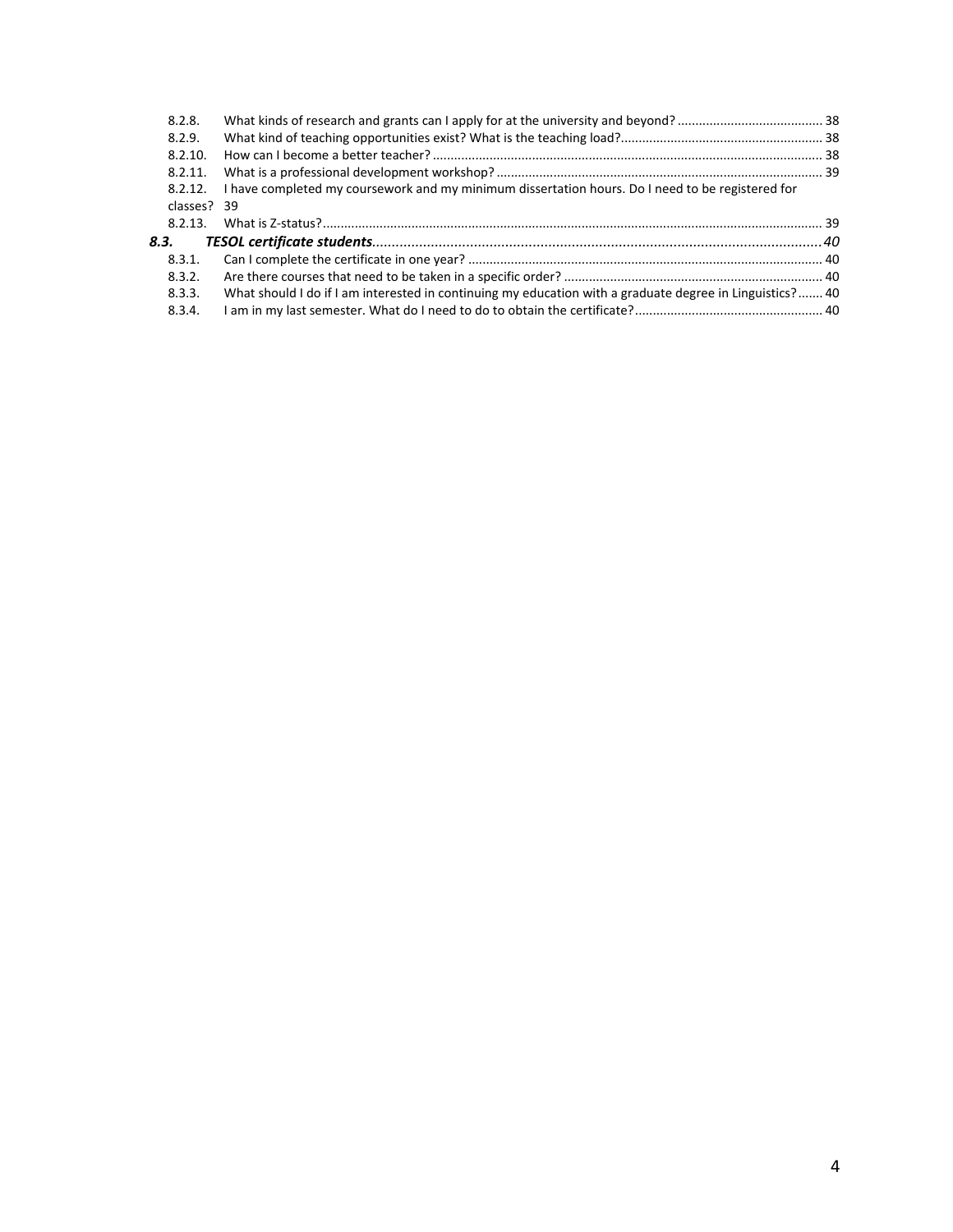8.2.8. What kinds of research and grants can I apply for at the university and beyond? ... 38
8.2.9. What kind of teaching opportunities exist? What is the teaching load? ... 38
8.2.10. How can I become a better teacher? ... 38
8.2.11. What is a professional development workshop? ... 39
8.2.12. I have completed my coursework and my minimum dissertation hours. Do I need to be registered for classes? 39
8.2.13. What is Z-status? ... 39

***8.3. TESOL certificate students*** ... *40*

8.3.1. Can I complete the certificate in one year? ... 40
8.3.2. Are there courses that need to be taken in a specific order? ... 40
8.3.3. What should I do if I am interested in continuing my education with a graduate degree in Linguistics? ... 40
8.3.4. I am in my last semester. What do I need to do to obtain the certificate? ... 40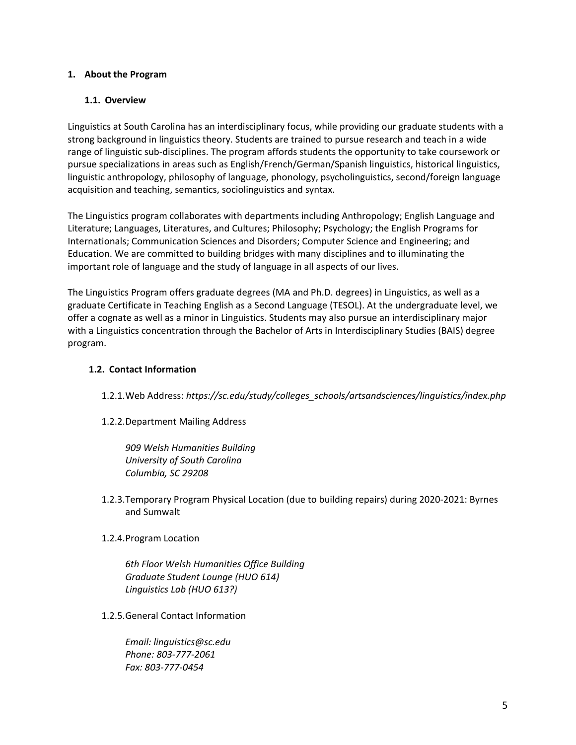# 1. About the Program

## 1.1. Overview

Linguistics at South Carolina has an interdisciplinary focus, while providing our graduate students with a strong background in linguistics theory. Students are trained to pursue research and teach in a wide range of linguistic sub-disciplines. The program affords students the opportunity to take coursework or pursue specializations in areas such as English/French/German/Spanish linguistics, historical linguistics, linguistic anthropology, philosophy of language, phonology, psycholinguistics, second/foreign language acquisition and teaching, semantics, sociolinguistics and syntax.

The Linguistics program collaborates with departments including Anthropology; English Language and Literature; Languages, Literatures, and Cultures; Philosophy; Psychology; the English Programs for Internationals; Communication Sciences and Disorders; Computer Science and Engineering; and Education. We are committed to building bridges with many disciplines and to illuminating the important role of language and the study of language in all aspects of our lives.

The Linguistics Program offers graduate degrees (MA and Ph.D. degrees) in Linguistics, as well as a graduate Certificate in Teaching English as a Second Language (TESOL). At the undergraduate level, we offer a cognate as well as a minor in Linguistics. Students may also pursue an interdisciplinary major with a Linguistics concentration through the Bachelor of Arts in Interdisciplinary Studies (BAIS) degree program.

## 1.2. Contact Information

1.2.1. Web Address: *https://sc.edu/study/colleges_schools/artsandsciences/linguistics/index.php*

1.2.2. Department Mailing Address

*909 Welsh Humanities Building*
*University of South Carolina*
*Columbia, SC 29208*

1.2.3. Temporary Program Physical Location (due to building repairs) during 2020-2021: Byrnes and Sumwalt

1.2.4. Program Location

*6th Floor Welsh Humanities Office Building*
*Graduate Student Lounge (HUO 614)*
*Linguistics Lab (HUO 613?)*

1.2.5. General Contact Information

*Email: linguistics@sc.edu*
*Phone: 803-777-2061*
*Fax: 803-777-0454*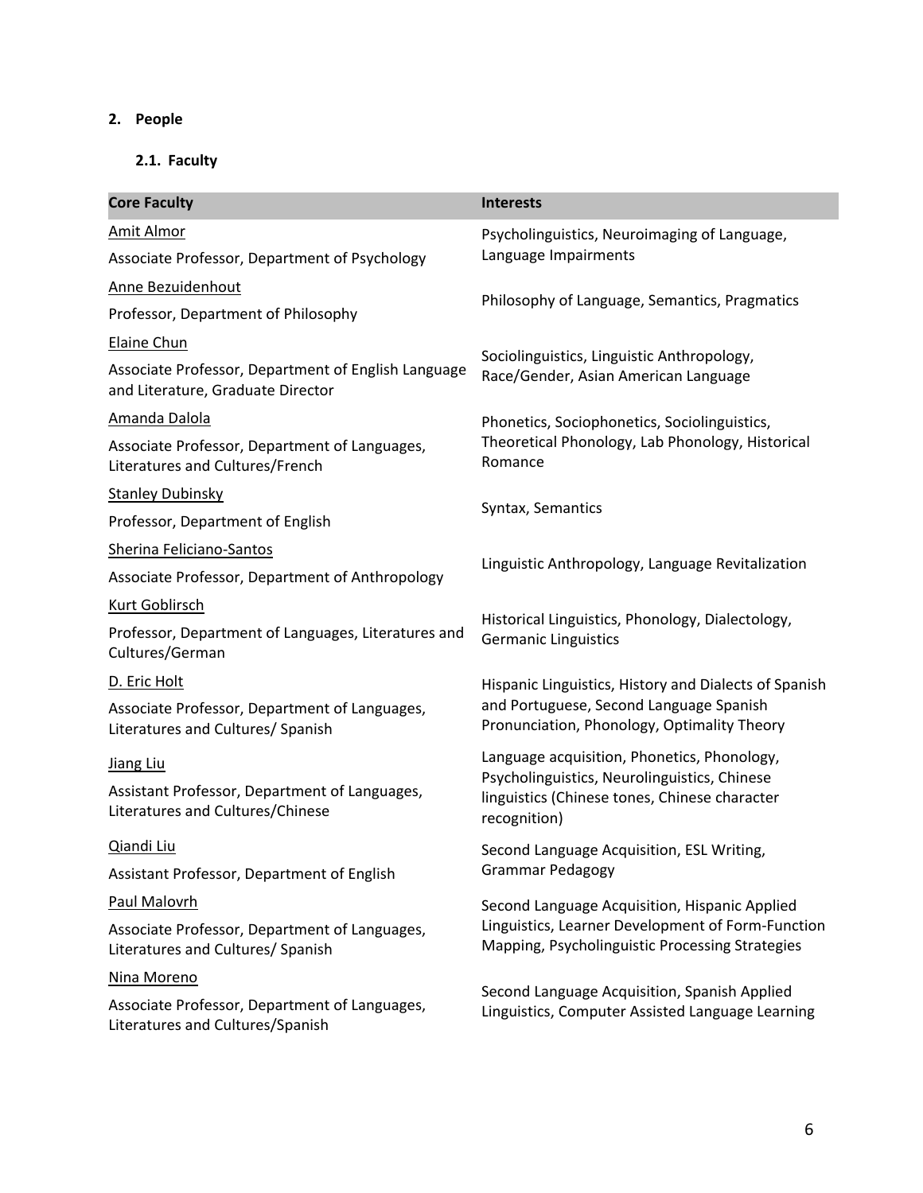## 2. People

### 2.1. Faculty

| Core Faculty | Interests |
|---|---|
| Amit Almor<br>Associate Professor, Department of Psychology | Psycholinguistics, Neuroimaging of Language, Language Impairments |
| Anne Bezuidenhout<br>Professor, Department of Philosophy | Philosophy of Language, Semantics, Pragmatics |
| Elaine Chun<br>Associate Professor, Department of English Language and Literature, Graduate Director | Sociolinguistics, Linguistic Anthropology, Race/Gender, Asian American Language |
| Amanda Dalola<br>Associate Professor, Department of Languages, Literatures and Cultures/French | Phonetics, Sociophonetics, Sociolinguistics, Theoretical Phonology, Lab Phonology, Historical Romance |
| Stanley Dubinsky<br>Professor, Department of English | Syntax, Semantics |
| Sherina Feliciano-Santos<br>Associate Professor, Department of Anthropology | Linguistic Anthropology, Language Revitalization |
| Kurt Goblirsch<br>Professor, Department of Languages, Literatures and Cultures/German | Historical Linguistics, Phonology, Dialectology, Germanic Linguistics |
| D. Eric Holt<br>Associate Professor, Department of Languages, Literatures and Cultures/ Spanish | Hispanic Linguistics, History and Dialects of Spanish and Portuguese, Second Language Spanish Pronunciation, Phonology, Optimality Theory |
| Jiang Liu<br>Assistant Professor, Department of Languages, Literatures and Cultures/Chinese | Language acquisition, Phonetics, Phonology, Psycholinguistics, Neurolinguistics, Chinese linguistics (Chinese tones, Chinese character recognition) |
| Qiandi Liu<br>Assistant Professor, Department of English | Second Language Acquisition, ESL Writing, Grammar Pedagogy |
| Paul Malovrh<br>Associate Professor, Department of Languages, Literatures and Cultures/ Spanish | Second Language Acquisition, Hispanic Applied Linguistics, Learner Development of Form-Function Mapping, Psycholinguistic Processing Strategies |
| Nina Moreno<br>Associate Professor, Department of Languages, Literatures and Cultures/Spanish | Second Language Acquisition, Spanish Applied Linguistics, Computer Assisted Language Learning |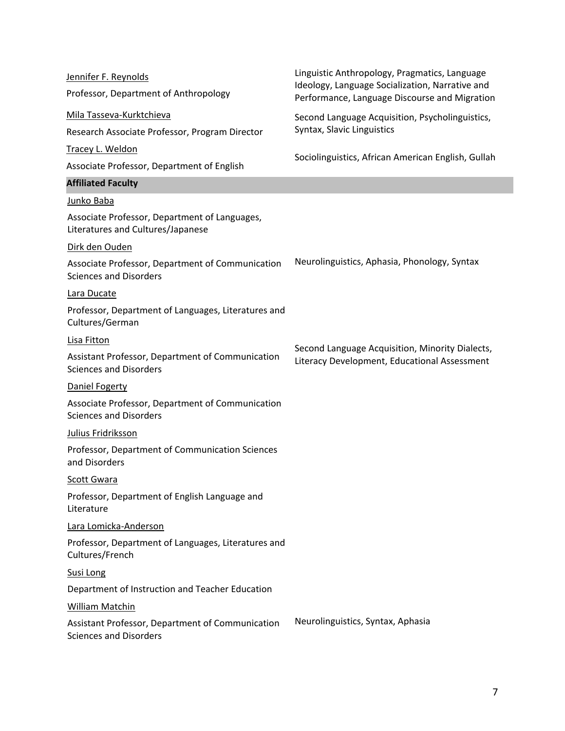| | |
|---|---|
| Jennifer F. Reynolds<br>Professor, Department of Anthropology | Linguistic Anthropology, Pragmatics, Language Ideology, Language Socialization, Narrative and Performance, Language Discourse and Migration |
| Mila Tasseva-Kurktchieva<br>Research Associate Professor, Program Director | Second Language Acquisition, Psycholinguistics, Syntax, Slavic Linguistics |
| Tracey L. Weldon<br>Associate Professor, Department of English | Sociolinguistics, African American English, Gullah |
| **Affiliated Faculty** | |
| Junko Baba<br>Associate Professor, Department of Languages, Literatures and Cultures/Japanese | |
| Dirk den Ouden<br>Associate Professor, Department of Communication Sciences and Disorders | Neurolinguistics, Aphasia, Phonology, Syntax |
| Lara Ducate<br>Professor, Department of Languages, Literatures and Cultures/German | |
| Lisa Fitton<br>Assistant Professor, Department of Communication Sciences and Disorders | Second Language Acquisition, Minority Dialects, Literacy Development, Educational Assessment |
| Daniel Fogerty<br>Associate Professor, Department of Communication Sciences and Disorders | |
| Julius Fridriksson<br>Professor, Department of Communication Sciences and Disorders | |
| Scott Gwara<br>Professor, Department of English Language and Literature | |
| Lara Lomicka-Anderson<br>Professor, Department of Languages, Literatures and Cultures/French | |
| Susi Long<br>Department of Instruction and Teacher Education | |
| William Matchin<br>Assistant Professor, Department of Communication Sciences and Disorders | Neurolinguistics, Syntax, Aphasia |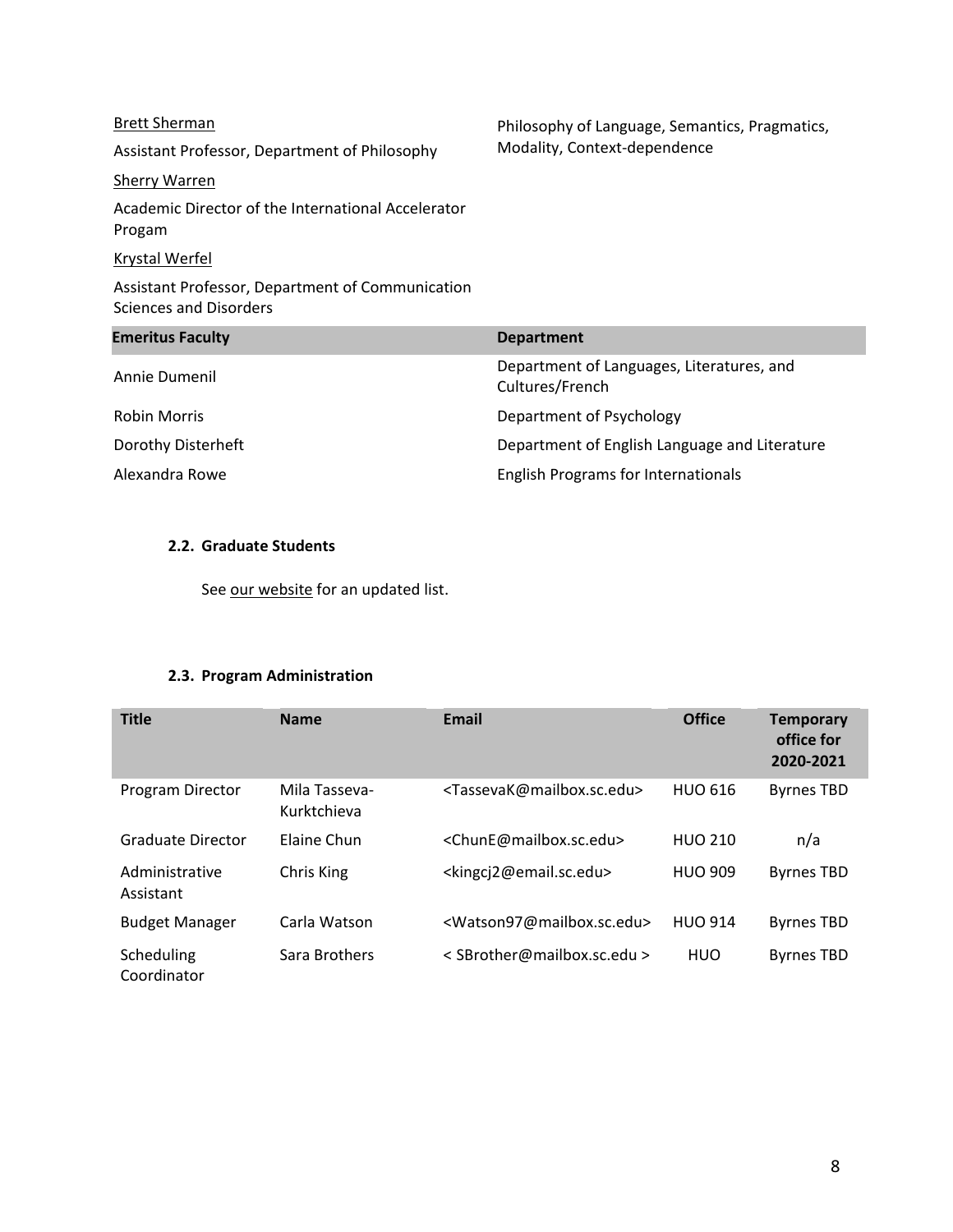| | |
|---|---|
| Brett Sherman<br>Assistant Professor, Department of Philosophy | Philosophy of Language, Semantics, Pragmatics, Modality, Context-dependence |
| Sherry Warren<br>Academic Director of the International Accelerator Progam | |
| Krystal Werfel<br>Assistant Professor, Department of Communication Sciences and Disorders | |

| Emeritus Faculty | Department |
|---|---|
| Annie Dumenil | Department of Languages, Literatures, and Cultures/French |
| Robin Morris | Department of Psychology |
| Dorothy Disterheft | Department of English Language and Literature |
| Alexandra Rowe | English Programs for Internationals |

### 2.2. Graduate Students

See our website for an updated list.

### 2.3. Program Administration

| Title | Name | Email | Office | Temporary office for 2020-2021 |
|---|---|---|---|---|
| Program Director | Mila Tasseva-Kurktchieva | <TassevaK@mailbox.sc.edu> | HUO 616 | Byrnes TBD |
| Graduate Director | Elaine Chun | <ChunE@mailbox.sc.edu> | HUO 210 | n/a |
| Administrative Assistant | Chris King | <kingcj2@email.sc.edu> | HUO 909 | Byrnes TBD |
| Budget Manager | Carla Watson | <Watson97@mailbox.sc.edu> | HUO 914 | Byrnes TBD |
| Scheduling Coordinator | Sara Brothers | < SBrother@mailbox.sc.edu > | HUO | Byrnes TBD |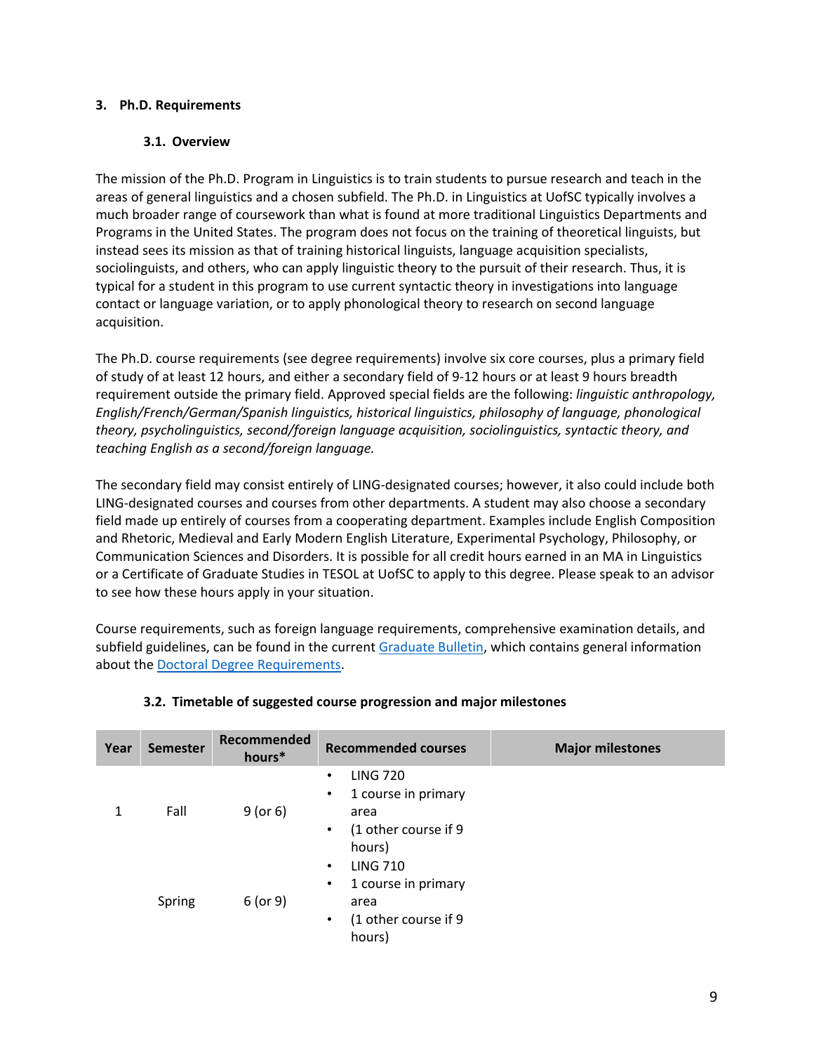## 3. Ph.D. Requirements

### 3.1. Overview

The mission of the Ph.D. Program in Linguistics is to train students to pursue research and teach in the areas of general linguistics and a chosen subfield. The Ph.D. in Linguistics at UofSC typically involves a much broader range of coursework than what is found at more traditional Linguistics Departments and Programs in the United States. The program does not focus on the training of theoretical linguists, but instead sees its mission as that of training historical linguists, language acquisition specialists, sociolinguists, and others, who can apply linguistic theory to the pursuit of their research. Thus, it is typical for a student in this program to use current syntactic theory in investigations into language contact or language variation, or to apply phonological theory to research on second language acquisition.

The Ph.D. course requirements (see degree requirements) involve six core courses, plus a primary field of study of at least 12 hours, and either a secondary field of 9-12 hours or at least 9 hours breadth requirement outside the primary field. Approved special fields are the following: *linguistic anthropology, English/French/German/Spanish linguistics, historical linguistics, philosophy of language, phonological theory, psycholinguistics, second/foreign language acquisition, sociolinguistics, syntactic theory, and teaching English as a second/foreign language.*

The secondary field may consist entirely of LING-designated courses; however, it also could include both LING-designated courses and courses from other departments. A student may also choose a secondary field made up entirely of courses from a cooperating department. Examples include English Composition and Rhetoric, Medieval and Early Modern English Literature, Experimental Psychology, Philosophy, or Communication Sciences and Disorders. It is possible for all credit hours earned in an MA in Linguistics or a Certificate of Graduate Studies in TESOL at UofSC to apply to this degree. Please speak to an advisor to see how these hours apply in your situation.

Course requirements, such as foreign language requirements, comprehensive examination details, and subfield guidelines, can be found in the current [Graduate Bulletin](), which contains general information about the [Doctoral Degree Requirements]().

### 3.2. Timetable of suggested course progression and major milestones

| Year | Semester | Recommended hours* | Recommended courses | Major milestones |
|---|---|---|---|---|
| 1 | Fall | 9 (or 6) | • LING 720<br>• 1 course in primary area<br>• (1 other course if 9 hours) | |
| | Spring | 6 (or 9) | • LING 710<br>• 1 course in primary area<br>• (1 other course if 9 hours) | |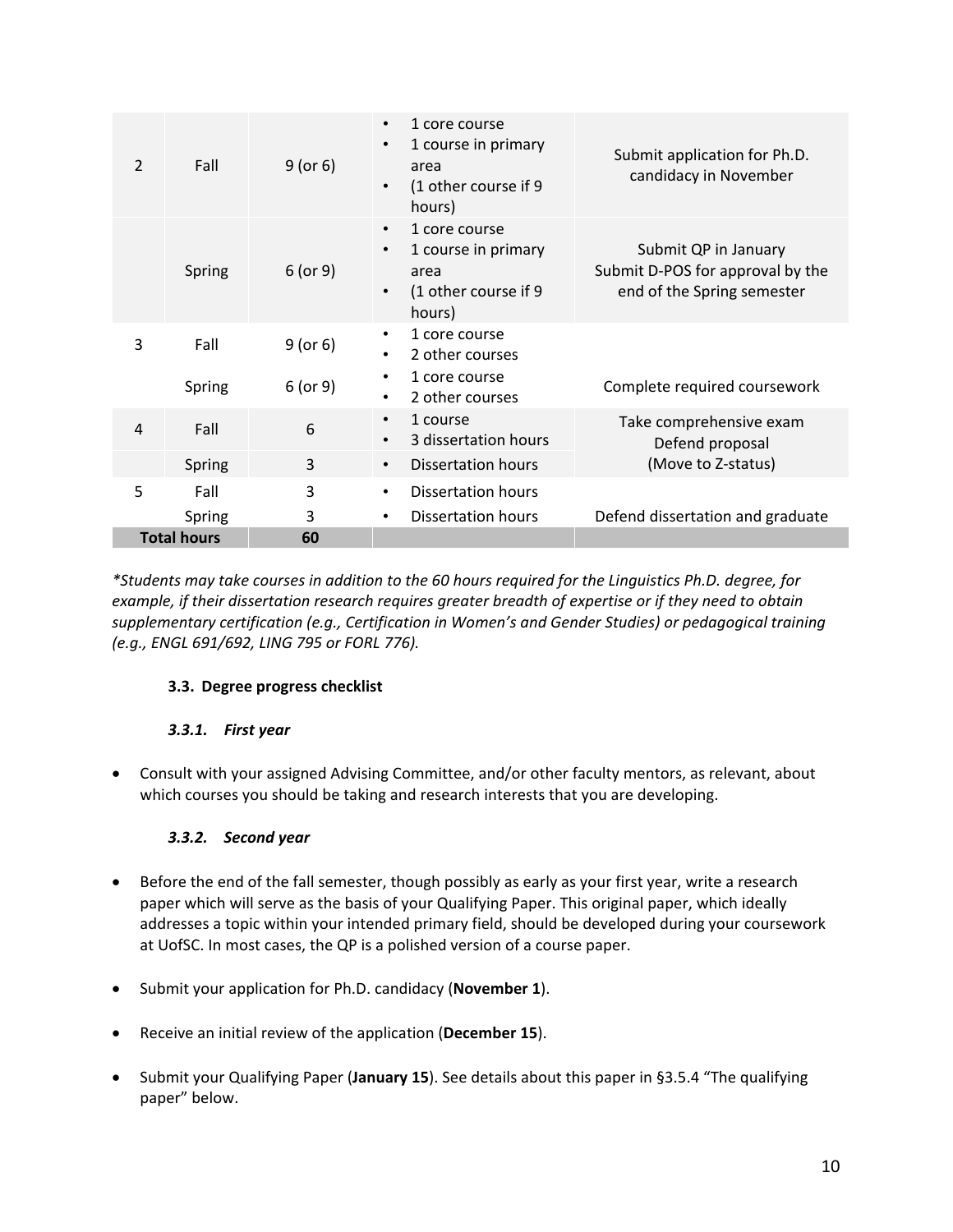| Year | Semester | Hours | Courses | Milestones |
|---|---|---|---|---|
| 2 | Fall | 9 (or 6) | • 1 core course<br>• 1 course in primary area<br>• (1 other course if 9 hours) | Submit application for Ph.D. candidacy in November |
| | Spring | 6 (or 9) | • 1 core course<br>• 1 course in primary area<br>• (1 other course if 9 hours) | Submit QP in January<br>Submit D-POS for approval by the end of the Spring semester |
| 3 | Fall | 9 (or 6) | • 1 core course<br>• 2 other courses | |
| | Spring | 6 (or 9) | • 1 core course<br>• 2 other courses | Complete required coursework |
| 4 | Fall | 6 | • 1 course<br>• 3 dissertation hours | Take comprehensive exam<br>Defend proposal<br>(Move to Z-status) |
| | Spring | 3 | • Dissertation hours | |
| 5 | Fall | 3 | • Dissertation hours | |
| | Spring | 3 | • Dissertation hours | Defend dissertation and graduate |
| **Total hours** | | **60** | | |

*\*Students may take courses in addition to the 60 hours required for the Linguistics Ph.D. degree, for example, if their dissertation research requires greater breadth of expertise or if they need to obtain supplementary certification (e.g., Certification in Women's and Gender Studies) or pedagogical training (e.g., ENGL 691/692, LING 795 or FORL 776).*

### 3.3. Degree progress checklist

#### *3.3.1. First year*

- Consult with your assigned Advising Committee, and/or other faculty mentors, as relevant, about which courses you should be taking and research interests that you are developing.

#### *3.3.2. Second year*

- Before the end of the fall semester, though possibly as early as your first year, write a research paper which will serve as the basis of your Qualifying Paper. This original paper, which ideally addresses a topic within your intended primary field, should be developed during your coursework at UofSC. In most cases, the QP is a polished version of a course paper.
- Submit your application for Ph.D. candidacy (**November 1**).
- Receive an initial review of the application (**December 15**).
- Submit your Qualifying Paper (**January 15**). See details about this paper in §3.5.4 "The qualifying paper" below.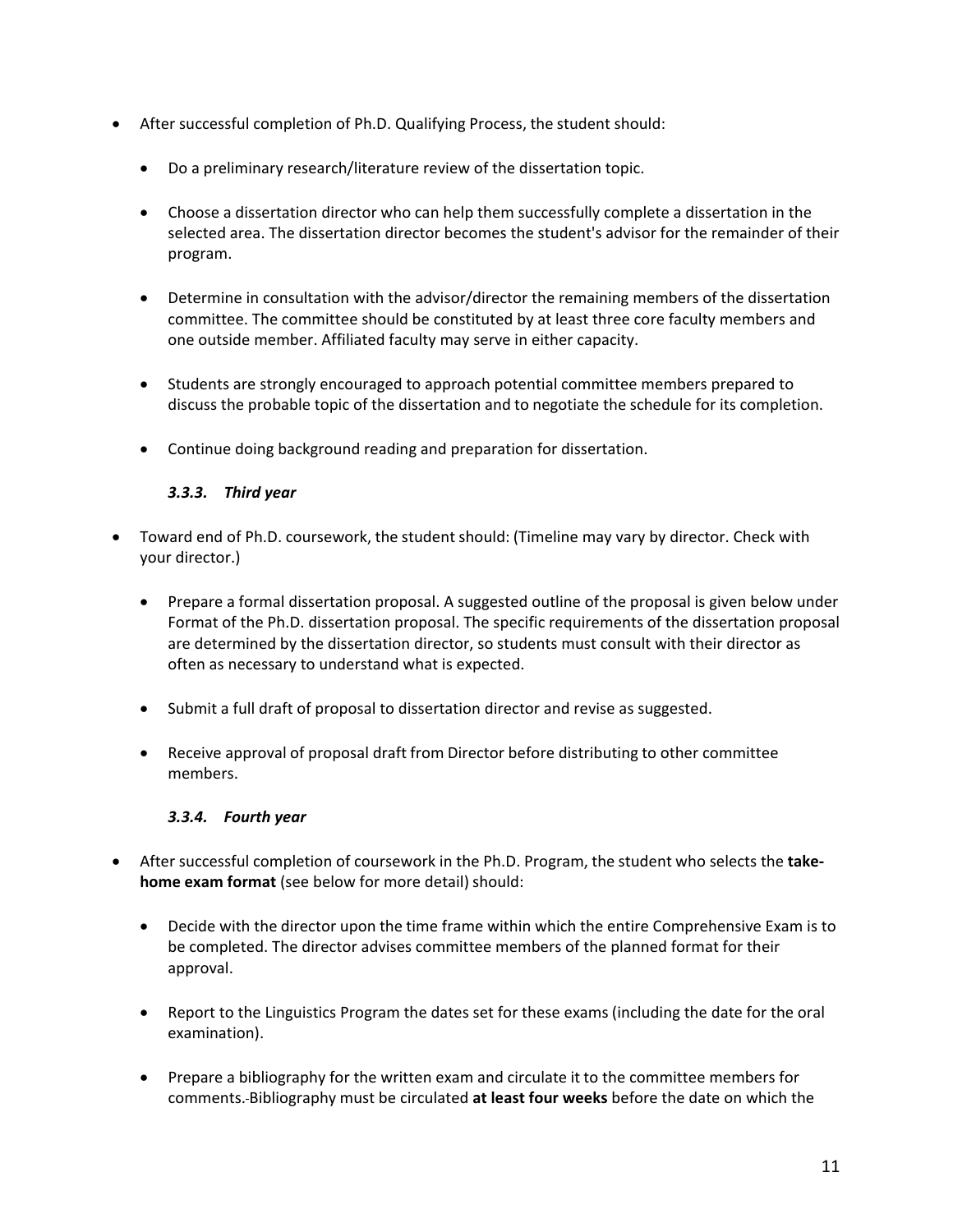- After successful completion of Ph.D. Qualifying Process, the student should:

    - Do a preliminary research/literature review of the dissertation topic.

    - Choose a dissertation director who can help them successfully complete a dissertation in the selected area. The dissertation director becomes the student's advisor for the remainder of their program.

    - Determine in consultation with the advisor/director the remaining members of the dissertation committee. The committee should be constituted by at least three core faculty members and one outside member. Affiliated faculty may serve in either capacity.

    - Students are strongly encouraged to approach potential committee members prepared to discuss the probable topic of the dissertation and to negotiate the schedule for its completion.

    - Continue doing background reading and preparation for dissertation.

#### *3.3.3. Third year*

- Toward end of Ph.D. coursework, the student should: (Timeline may vary by director. Check with your director.)

    - Prepare a formal dissertation proposal. A suggested outline of the proposal is given below under Format of the Ph.D. dissertation proposal. The specific requirements of the dissertation proposal are determined by the dissertation director, so students must consult with their director as often as necessary to understand what is expected.

    - Submit a full draft of proposal to dissertation director and revise as suggested.

    - Receive approval of proposal draft from Director before distributing to other committee members.

#### *3.3.4. Fourth year*

- After successful completion of coursework in the Ph.D. Program, the student who selects the **take-home exam format** (see below for more detail) should:

    - Decide with the director upon the time frame within which the entire Comprehensive Exam is to be completed. The director advises committee members of the planned format for their approval.

    - Report to the Linguistics Program the dates set for these exams (including the date for the oral examination).

    - Prepare a bibliography for the written exam and circulate it to the committee members for comments. Bibliography must be circulated **at least four weeks** before the date on which the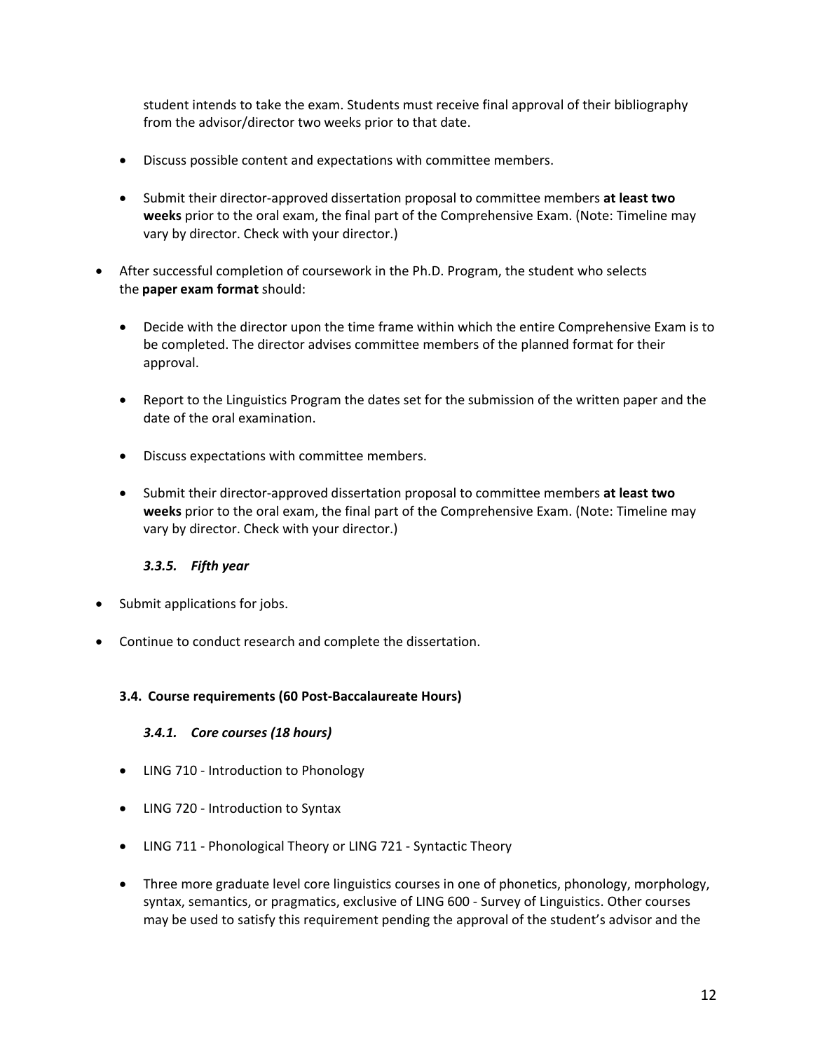student intends to take the exam. Students must receive final approval of their bibliography from the advisor/director two weeks prior to that date.

  - Discuss possible content and expectations with committee members.
  - Submit their director-approved dissertation proposal to committee members **at least two weeks** prior to the oral exam, the final part of the Comprehensive Exam. (Note: Timeline may vary by director. Check with your director.)

- After successful completion of coursework in the Ph.D. Program, the student who selects the **paper exam format** should:
  - Decide with the director upon the time frame within which the entire Comprehensive Exam is to be completed. The director advises committee members of the planned format for their approval.
  - Report to the Linguistics Program the dates set for the submission of the written paper and the date of the oral examination.
  - Discuss expectations with committee members.
  - Submit their director-approved dissertation proposal to committee members **at least two weeks** prior to the oral exam, the final part of the Comprehensive Exam. (Note: Timeline may vary by director. Check with your director.)

#### *3.3.5. Fifth year*

- Submit applications for jobs.
- Continue to conduct research and complete the dissertation.

### 3.4. Course requirements (60 Post-Baccalaureate Hours)

#### *3.4.1. Core courses (18 hours)*

- LING 710 - Introduction to Phonology
- LING 720 - Introduction to Syntax
- LING 711 - Phonological Theory or LING 721 - Syntactic Theory
- Three more graduate level core linguistics courses in one of phonetics, phonology, morphology, syntax, semantics, or pragmatics, exclusive of LING 600 - Survey of Linguistics. Other courses may be used to satisfy this requirement pending the approval of the student's advisor and the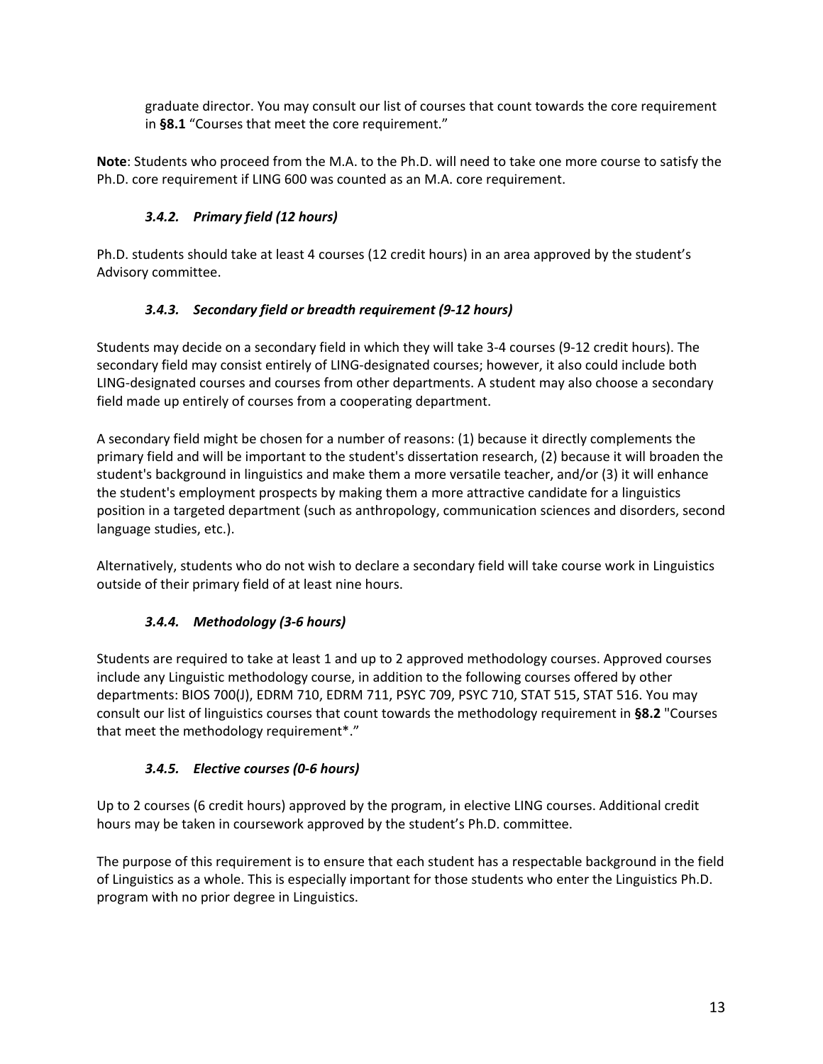graduate director. You may consult our list of courses that count towards the core requirement in **§8.1** “Courses that meet the core requirement.”

**Note**: Students who proceed from the M.A. to the Ph.D. will need to take one more course to satisfy the Ph.D. core requirement if LING 600 was counted as an M.A. core requirement.

### *3.4.2. Primary field (12 hours)*

Ph.D. students should take at least 4 courses (12 credit hours) in an area approved by the student’s Advisory committee.

### *3.4.3. Secondary field or breadth requirement (9-12 hours)*

Students may decide on a secondary field in which they will take 3-4 courses (9-12 credit hours). The secondary field may consist entirely of LING-designated courses; however, it also could include both LING-designated courses and courses from other departments. A student may also choose a secondary field made up entirely of courses from a cooperating department.

A secondary field might be chosen for a number of reasons: (1) because it directly complements the primary field and will be important to the student's dissertation research, (2) because it will broaden the student's background in linguistics and make them a more versatile teacher, and/or (3) it will enhance the student's employment prospects by making them a more attractive candidate for a linguistics position in a targeted department (such as anthropology, communication sciences and disorders, second language studies, etc.).

Alternatively, students who do not wish to declare a secondary field will take course work in Linguistics outside of their primary field of at least nine hours.

### *3.4.4. Methodology (3-6 hours)*

Students are required to take at least 1 and up to 2 approved methodology courses. Approved courses include any Linguistic methodology course, in addition to the following courses offered by other departments: BIOS 700(J), EDRM 710, EDRM 711, PSYC 709, PSYC 710, STAT 515, STAT 516. You may consult our list of linguistics courses that count towards the methodology requirement in **§8.2** "Courses that meet the methodology requirement*."

### *3.4.5. Elective courses (0-6 hours)*

Up to 2 courses (6 credit hours) approved by the program, in elective LING courses. Additional credit hours may be taken in coursework approved by the student’s Ph.D. committee.

The purpose of this requirement is to ensure that each student has a respectable background in the field of Linguistics as a whole. This is especially important for those students who enter the Linguistics Ph.D. program with no prior degree in Linguistics.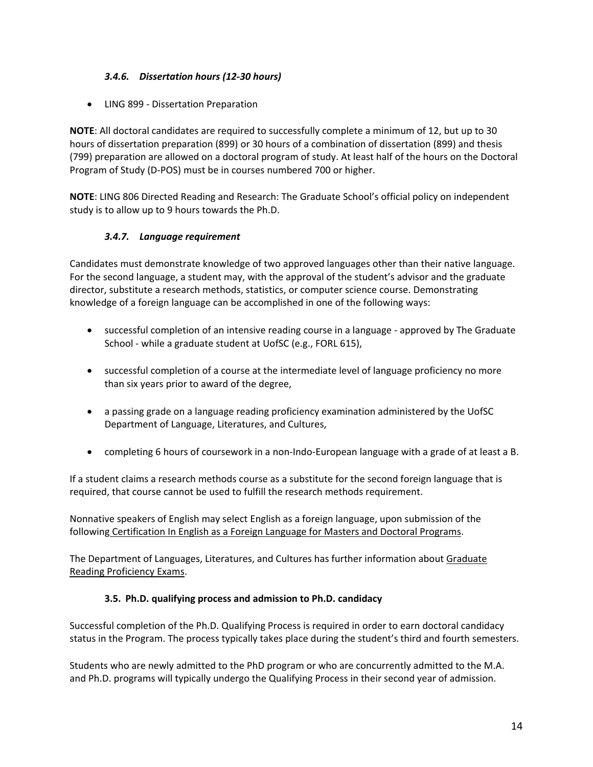#### *3.4.6. Dissertation hours (12-30 hours)*

- LING 899 - Dissertation Preparation

**NOTE**: All doctoral candidates are required to successfully complete a minimum of 12, but up to 30 hours of dissertation preparation (899) or 30 hours of a combination of dissertation (899) and thesis (799) preparation are allowed on a doctoral program of study. At least half of the hours on the Doctoral Program of Study (D-POS) must be in courses numbered 700 or higher.

**NOTE**: LING 806 Directed Reading and Research: The Graduate School's official policy on independent study is to allow up to 9 hours towards the Ph.D.

#### *3.4.7. Language requirement*

Candidates must demonstrate knowledge of two approved languages other than their native language. For the second language, a student may, with the approval of the student's advisor and the graduate director, substitute a research methods, statistics, or computer science course. Demonstrating knowledge of a foreign language can be accomplished in one of the following ways:

- successful completion of an intensive reading course in a language - approved by The Graduate School - while a graduate student at UofSC (e.g., FORL 615),
- successful completion of a course at the intermediate level of language proficiency no more than six years prior to award of the degree,
- a passing grade on a language reading proficiency examination administered by the UofSC Department of Language, Literatures, and Cultures,
- completing 6 hours of coursework in a non-Indo-European language with a grade of at least a B.

If a student claims a research methods course as a substitute for the second foreign language that is required, that course cannot be used to fulfill the research methods requirement.

Nonnative speakers of English may select English as a foreign language, upon submission of the following Certification In English as a Foreign Language for Masters and Doctoral Programs.

The Department of Languages, Literatures, and Cultures has further information about Graduate Reading Proficiency Exams.

### 3.5. Ph.D. qualifying process and admission to Ph.D. candidacy

Successful completion of the Ph.D. Qualifying Process is required in order to earn doctoral candidacy status in the Program. The process typically takes place during the student's third and fourth semesters.

Students who are newly admitted to the PhD program or who are concurrently admitted to the M.A. and Ph.D. programs will typically undergo the Qualifying Process in their second year of admission.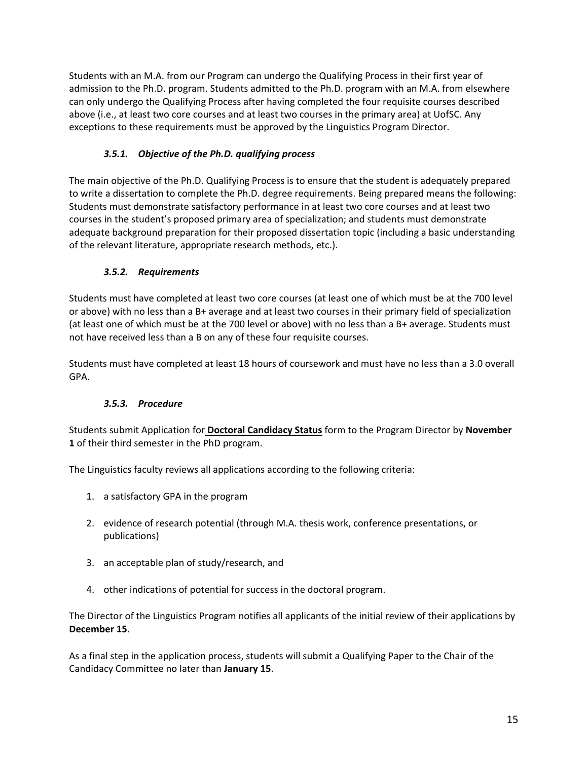Students with an M.A. from our Program can undergo the Qualifying Process in their first year of admission to the Ph.D. program. Students admitted to the Ph.D. program with an M.A. from elsewhere can only undergo the Qualifying Process after having completed the four requisite courses described above (i.e., at least two core courses and at least two courses in the primary area) at UofSC. Any exceptions to these requirements must be approved by the Linguistics Program Director.

### *3.5.1. Objective of the Ph.D. qualifying process*

The main objective of the Ph.D. Qualifying Process is to ensure that the student is adequately prepared to write a dissertation to complete the Ph.D. degree requirements. Being prepared means the following: Students must demonstrate satisfactory performance in at least two core courses and at least two courses in the student's proposed primary area of specialization; and students must demonstrate adequate background preparation for their proposed dissertation topic (including a basic understanding of the relevant literature, appropriate research methods, etc.).

### *3.5.2. Requirements*

Students must have completed at least two core courses (at least one of which must be at the 700 level or above) with no less than a B+ average and at least two courses in their primary field of specialization (at least one of which must be at the 700 level or above) with no less than a B+ average. Students must not have received less than a B on any of these four requisite courses.

Students must have completed at least 18 hours of coursework and must have no less than a 3.0 overall GPA.

### *3.5.3. Procedure*

Students submit Application for **Doctoral Candidacy Status** form to the Program Director by **November 1** of their third semester in the PhD program.

The Linguistics faculty reviews all applications according to the following criteria:

1. a satisfactory GPA in the program
2. evidence of research potential (through M.A. thesis work, conference presentations, or publications)
3. an acceptable plan of study/research, and
4. other indications of potential for success in the doctoral program.

The Director of the Linguistics Program notifies all applicants of the initial review of their applications by **December 15**.

As a final step in the application process, students will submit a Qualifying Paper to the Chair of the Candidacy Committee no later than **January 15**.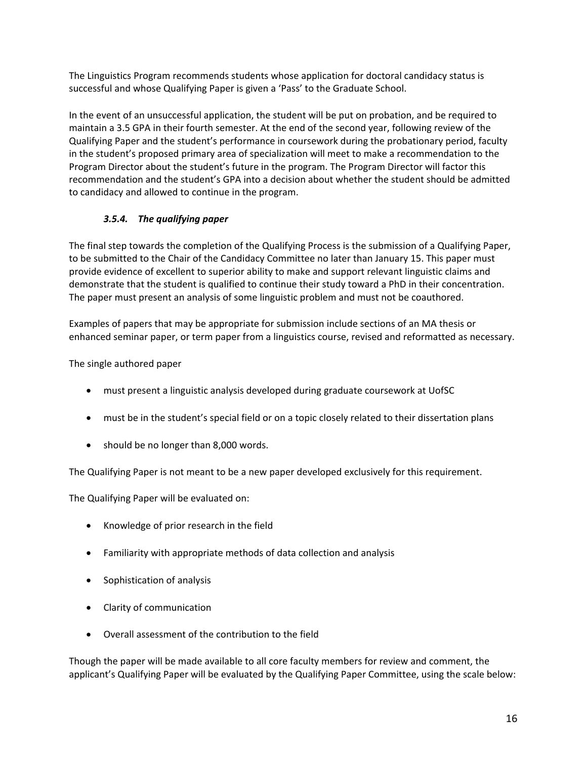The Linguistics Program recommends students whose application for doctoral candidacy status is successful and whose Qualifying Paper is given a 'Pass' to the Graduate School.

In the event of an unsuccessful application, the student will be put on probation, and be required to maintain a 3.5 GPA in their fourth semester. At the end of the second year, following review of the Qualifying Paper and the student's performance in coursework during the probationary period, faculty in the student's proposed primary area of specialization will meet to make a recommendation to the Program Director about the student's future in the program. The Program Director will factor this recommendation and the student's GPA into a decision about whether the student should be admitted to candidacy and allowed to continue in the program.

### *3.5.4. The qualifying paper*

The final step towards the completion of the Qualifying Process is the submission of a Qualifying Paper, to be submitted to the Chair of the Candidacy Committee no later than January 15. This paper must provide evidence of excellent to superior ability to make and support relevant linguistic claims and demonstrate that the student is qualified to continue their study toward a PhD in their concentration. The paper must present an analysis of some linguistic problem and must not be coauthored.

Examples of papers that may be appropriate for submission include sections of an MA thesis or enhanced seminar paper, or term paper from a linguistics course, revised and reformatted as necessary.

The single authored paper

- must present a linguistic analysis developed during graduate coursework at UofSC
- must be in the student's special field or on a topic closely related to their dissertation plans
- should be no longer than 8,000 words.

The Qualifying Paper is not meant to be a new paper developed exclusively for this requirement.

The Qualifying Paper will be evaluated on:

- Knowledge of prior research in the field
- Familiarity with appropriate methods of data collection and analysis
- Sophistication of analysis
- Clarity of communication
- Overall assessment of the contribution to the field

Though the paper will be made available to all core faculty members for review and comment, the applicant's Qualifying Paper will be evaluated by the Qualifying Paper Committee, using the scale below: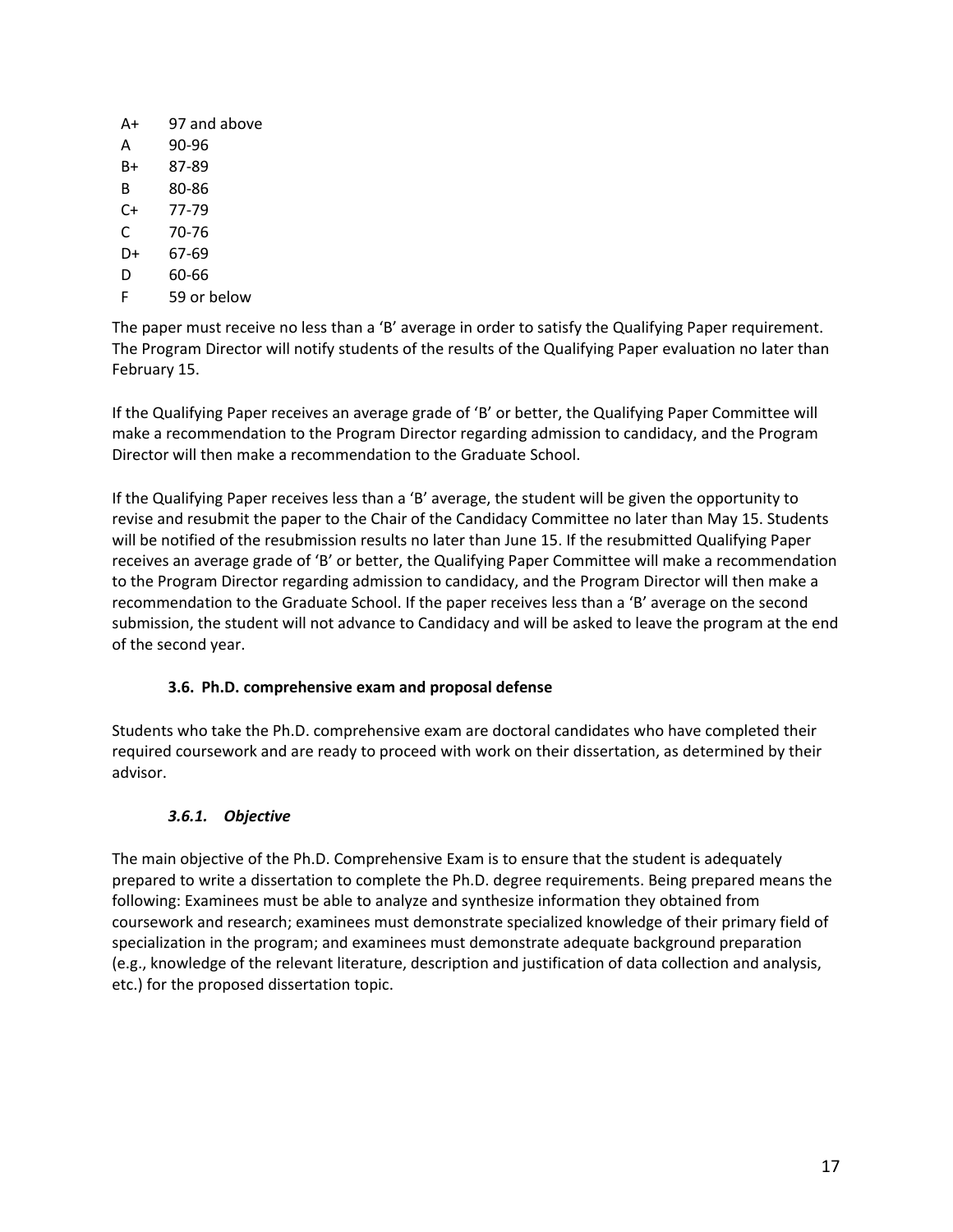| | |
|---|---|
| A+ | 97 and above |
| A | 90-96 |
| B+ | 87-89 |
| B | 80-86 |
| C+ | 77-79 |
| C | 70-76 |
| D+ | 67-69 |
| D | 60-66 |
| F | 59 or below |

The paper must receive no less than a 'B' average in order to satisfy the Qualifying Paper requirement. The Program Director will notify students of the results of the Qualifying Paper evaluation no later than February 15.

If the Qualifying Paper receives an average grade of 'B' or better, the Qualifying Paper Committee will make a recommendation to the Program Director regarding admission to candidacy, and the Program Director will then make a recommendation to the Graduate School.

If the Qualifying Paper receives less than a 'B' average, the student will be given the opportunity to revise and resubmit the paper to the Chair of the Candidacy Committee no later than May 15. Students will be notified of the resubmission results no later than June 15. If the resubmitted Qualifying Paper receives an average grade of 'B' or better, the Qualifying Paper Committee will make a recommendation to the Program Director regarding admission to candidacy, and the Program Director will then make a recommendation to the Graduate School. If the paper receives less than a 'B' average on the second submission, the student will not advance to Candidacy and will be asked to leave the program at the end of the second year.

### 3.6. Ph.D. comprehensive exam and proposal defense

Students who take the Ph.D. comprehensive exam are doctoral candidates who have completed their required coursework and are ready to proceed with work on their dissertation, as determined by their advisor.

#### *3.6.1. Objective*

The main objective of the Ph.D. Comprehensive Exam is to ensure that the student is adequately prepared to write a dissertation to complete the Ph.D. degree requirements. Being prepared means the following: Examinees must be able to analyze and synthesize information they obtained from coursework and research; examinees must demonstrate specialized knowledge of their primary field of specialization in the program; and examinees must demonstrate adequate background preparation (e.g., knowledge of the relevant literature, description and justification of data collection and analysis, etc.) for the proposed dissertation topic.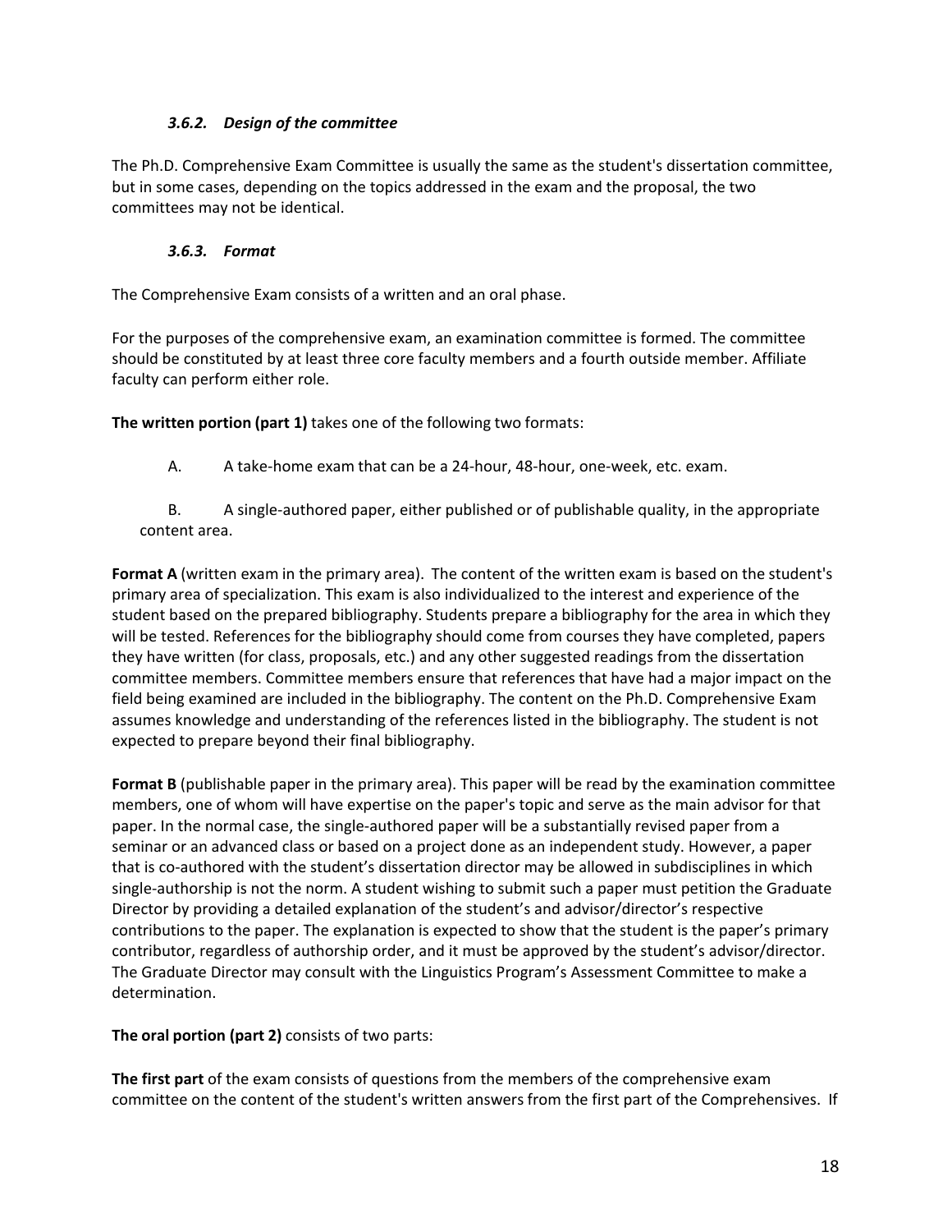#### *3.6.2. Design of the committee*

The Ph.D. Comprehensive Exam Committee is usually the same as the student's dissertation committee, but in some cases, depending on the topics addressed in the exam and the proposal, the two committees may not be identical.

#### *3.6.3. Format*

The Comprehensive Exam consists of a written and an oral phase.

For the purposes of the comprehensive exam, an examination committee is formed. The committee should be constituted by at least three core faculty members and a fourth outside member. Affiliate faculty can perform either role.

**The written portion (part 1)** takes one of the following two formats:

A. A take-home exam that can be a 24-hour, 48-hour, one-week, etc. exam.

B. A single-authored paper, either published or of publishable quality, in the appropriate content area.

**Format A** (written exam in the primary area). The content of the written exam is based on the student's primary area of specialization. This exam is also individualized to the interest and experience of the student based on the prepared bibliography. Students prepare a bibliography for the area in which they will be tested. References for the bibliography should come from courses they have completed, papers they have written (for class, proposals, etc.) and any other suggested readings from the dissertation committee members. Committee members ensure that references that have had a major impact on the field being examined are included in the bibliography. The content on the Ph.D. Comprehensive Exam assumes knowledge and understanding of the references listed in the bibliography. The student is not expected to prepare beyond their final bibliography.

**Format B** (publishable paper in the primary area). This paper will be read by the examination committee members, one of whom will have expertise on the paper's topic and serve as the main advisor for that paper. In the normal case, the single-authored paper will be a substantially revised paper from a seminar or an advanced class or based on a project done as an independent study. However, a paper that is co-authored with the student's dissertation director may be allowed in subdisciplines in which single-authorship is not the norm. A student wishing to submit such a paper must petition the Graduate Director by providing a detailed explanation of the student's and advisor/director's respective contributions to the paper. The explanation is expected to show that the student is the paper's primary contributor, regardless of authorship order, and it must be approved by the student's advisor/director. The Graduate Director may consult with the Linguistics Program's Assessment Committee to make a determination.

**The oral portion (part 2)** consists of two parts:

**The first part** of the exam consists of questions from the members of the comprehensive exam committee on the content of the student's written answers from the first part of the Comprehensives. If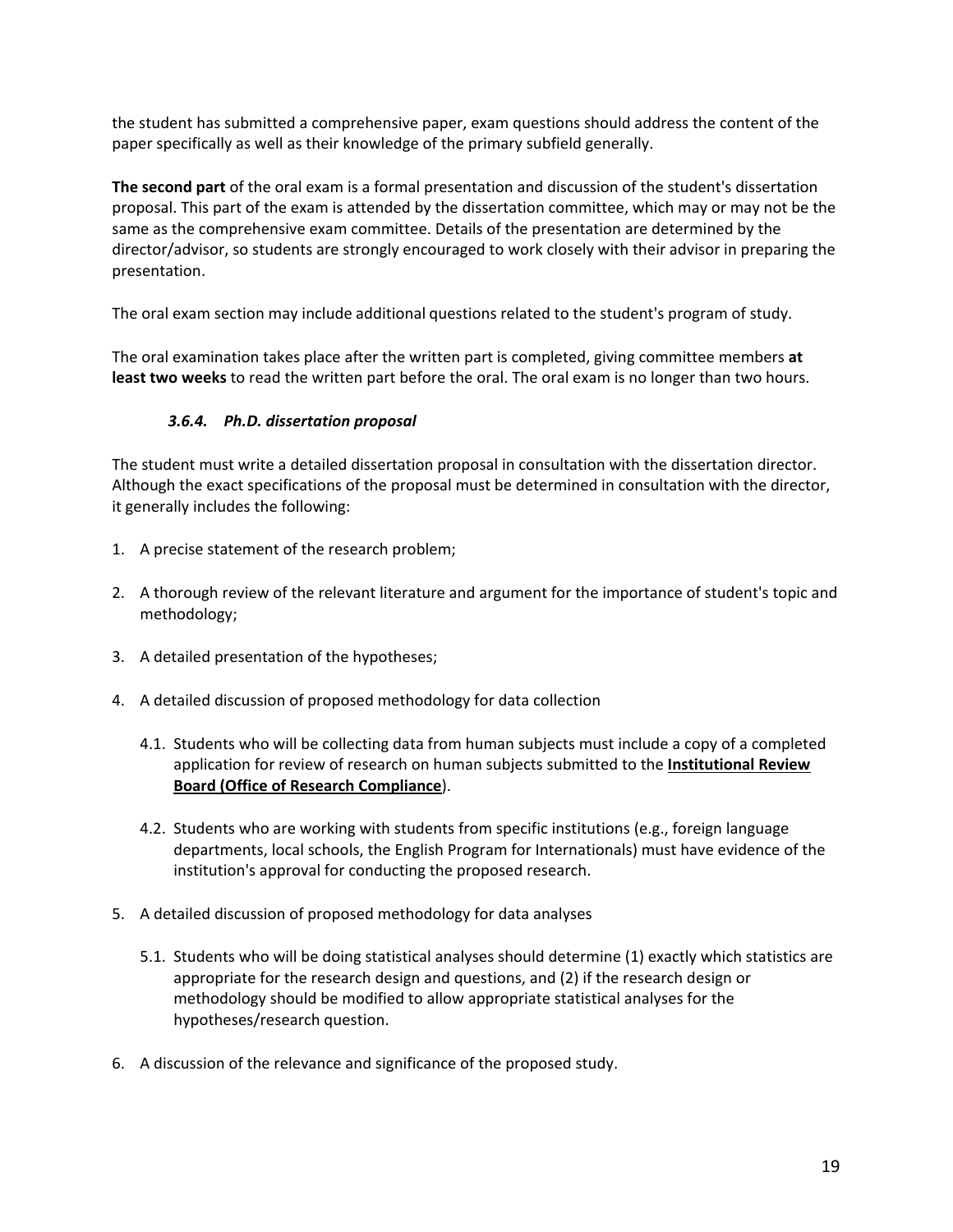the student has submitted a comprehensive paper, exam questions should address the content of the paper specifically as well as their knowledge of the primary subfield generally.

**The second part** of the oral exam is a formal presentation and discussion of the student's dissertation proposal. This part of the exam is attended by the dissertation committee, which may or may not be the same as the comprehensive exam committee. Details of the presentation are determined by the director/advisor, so students are strongly encouraged to work closely with their advisor in preparing the presentation.

The oral exam section may include additional questions related to the student's program of study.

The oral examination takes place after the written part is completed, giving committee members **at least two weeks** to read the written part before the oral. The oral exam is no longer than two hours.

### *3.6.4. Ph.D. dissertation proposal*

The student must write a detailed dissertation proposal in consultation with the dissertation director. Although the exact specifications of the proposal must be determined in consultation with the director, it generally includes the following:

1. A precise statement of the research problem;

2. A thorough review of the relevant literature and argument for the importance of student's topic and methodology;

3. A detailed presentation of the hypotheses;

4. A detailed discussion of proposed methodology for data collection

   4.1. Students who will be collecting data from human subjects must include a copy of a completed application for review of research on human subjects submitted to the **Institutional Review Board (Office of Research Compliance**).

   4.2. Students who are working with students from specific institutions (e.g., foreign language departments, local schools, the English Program for Internationals) must have evidence of the institution's approval for conducting the proposed research.

5. A detailed discussion of proposed methodology for data analyses

   5.1. Students who will be doing statistical analyses should determine (1) exactly which statistics are appropriate for the research design and questions, and (2) if the research design or methodology should be modified to allow appropriate statistical analyses for the hypotheses/research question.

6. A discussion of the relevance and significance of the proposed study.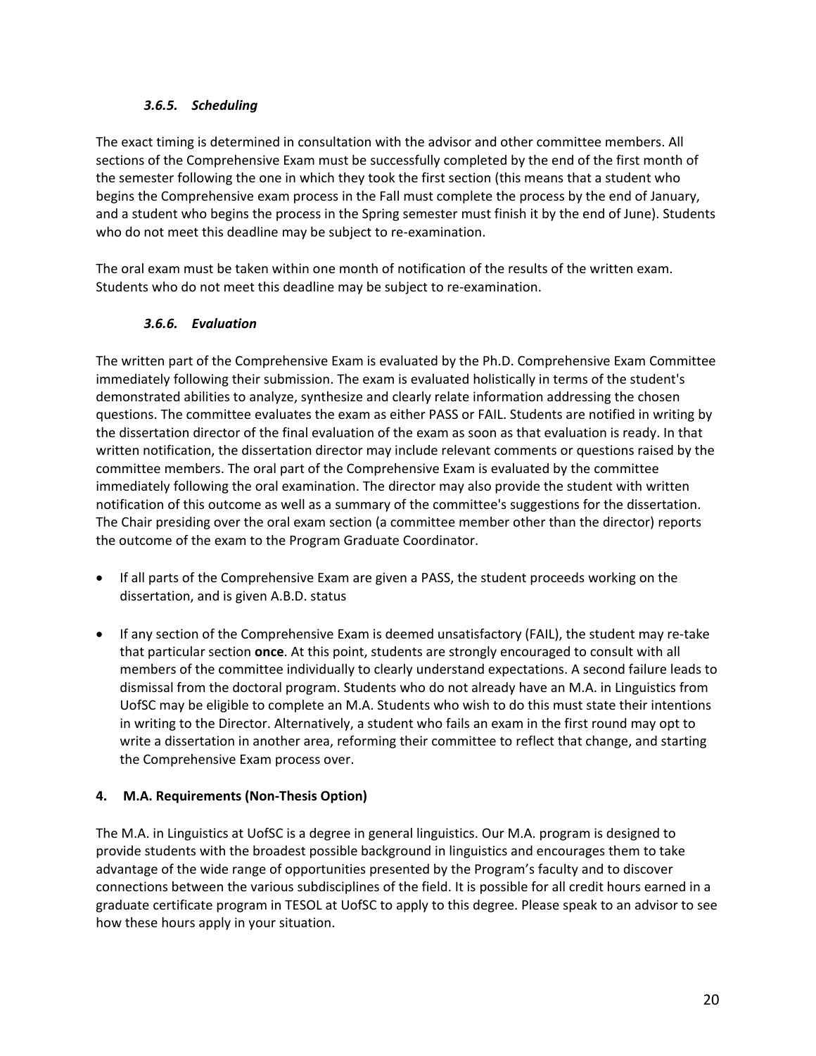#### *3.6.5. Scheduling*

The exact timing is determined in consultation with the advisor and other committee members. All sections of the Comprehensive Exam must be successfully completed by the end of the first month of the semester following the one in which they took the first section (this means that a student who begins the Comprehensive exam process in the Fall must complete the process by the end of January, and a student who begins the process in the Spring semester must finish it by the end of June). Students who do not meet this deadline may be subject to re-examination.

The oral exam must be taken within one month of notification of the results of the written exam. Students who do not meet this deadline may be subject to re-examination.

#### *3.6.6. Evaluation*

The written part of the Comprehensive Exam is evaluated by the Ph.D. Comprehensive Exam Committee immediately following their submission. The exam is evaluated holistically in terms of the student's demonstrated abilities to analyze, synthesize and clearly relate information addressing the chosen questions. The committee evaluates the exam as either PASS or FAIL. Students are notified in writing by the dissertation director of the final evaluation of the exam as soon as that evaluation is ready. In that written notification, the dissertation director may include relevant comments or questions raised by the committee members. The oral part of the Comprehensive Exam is evaluated by the committee immediately following the oral examination. The director may also provide the student with written notification of this outcome as well as a summary of the committee's suggestions for the dissertation. The Chair presiding over the oral exam section (a committee member other than the director) reports the outcome of the exam to the Program Graduate Coordinator.

- If all parts of the Comprehensive Exam are given a PASS, the student proceeds working on the dissertation, and is given A.B.D. status
- If any section of the Comprehensive Exam is deemed unsatisfactory (FAIL), the student may re-take that particular section **once**. At this point, students are strongly encouraged to consult with all members of the committee individually to clearly understand expectations. A second failure leads to dismissal from the doctoral program. Students who do not already have an M.A. in Linguistics from UofSC may be eligible to complete an M.A. Students who wish to do this must state their intentions in writing to the Director. Alternatively, a student who fails an exam in the first round may opt to write a dissertation in another area, reforming their committee to reflect that change, and starting the Comprehensive Exam process over.

## 4. M.A. Requirements (Non-Thesis Option)

The M.A. in Linguistics at UofSC is a degree in general linguistics. Our M.A. program is designed to provide students with the broadest possible background in linguistics and encourages them to take advantage of the wide range of opportunities presented by the Program's faculty and to discover connections between the various subdisciplines of the field. It is possible for all credit hours earned in a graduate certificate program in TESOL at UofSC to apply to this degree. Please speak to an advisor to see how these hours apply in your situation.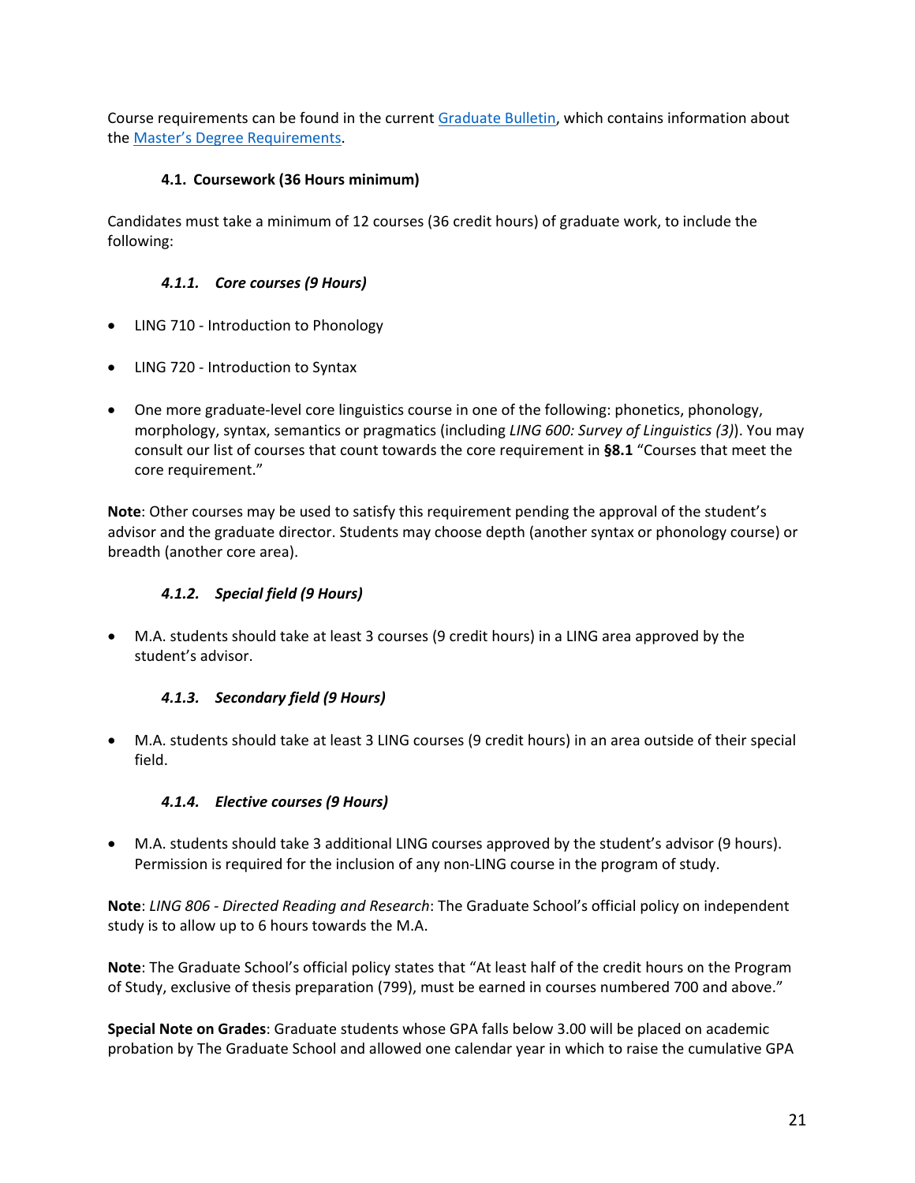Course requirements can be found in the current Graduate Bulletin, which contains information about the Master's Degree Requirements.

### 4.1. Coursework (36 Hours minimum)

Candidates must take a minimum of 12 courses (36 credit hours) of graduate work, to include the following:

#### *4.1.1. Core courses (9 Hours)*

- LING 710 - Introduction to Phonology
- LING 720 - Introduction to Syntax
- One more graduate-level core linguistics course in one of the following: phonetics, phonology, morphology, syntax, semantics or pragmatics (including *LING 600: Survey of Linguistics (3)*). You may consult our list of courses that count towards the core requirement in **§8.1** "Courses that meet the core requirement."

**Note**: Other courses may be used to satisfy this requirement pending the approval of the student's advisor and the graduate director. Students may choose depth (another syntax or phonology course) or breadth (another core area).

#### *4.1.2. Special field (9 Hours)*

- M.A. students should take at least 3 courses (9 credit hours) in a LING area approved by the student's advisor.

#### *4.1.3. Secondary field (9 Hours)*

- M.A. students should take at least 3 LING courses (9 credit hours) in an area outside of their special field.

#### *4.1.4. Elective courses (9 Hours)*

- M.A. students should take 3 additional LING courses approved by the student's advisor (9 hours). Permission is required for the inclusion of any non-LING course in the program of study.

**Note**: *LING 806 - Directed Reading and Research*: The Graduate School's official policy on independent study is to allow up to 6 hours towards the M.A.

**Note**: The Graduate School's official policy states that "At least half of the credit hours on the Program of Study, exclusive of thesis preparation (799), must be earned in courses numbered 700 and above."

**Special Note on Grades**: Graduate students whose GPA falls below 3.00 will be placed on academic probation by The Graduate School and allowed one calendar year in which to raise the cumulative GPA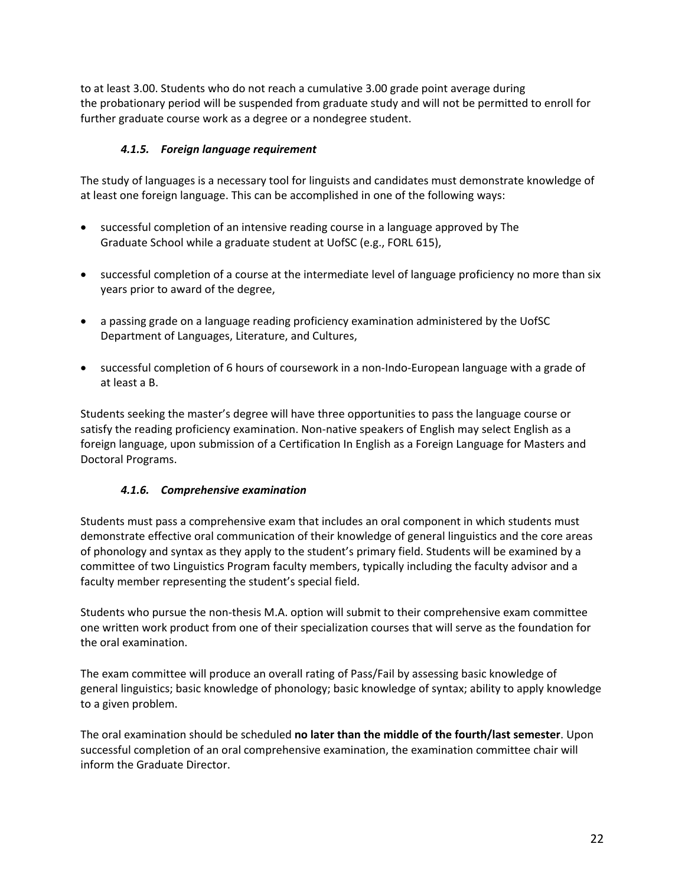to at least 3.00. Students who do not reach a cumulative 3.00 grade point average during the probationary period will be suspended from graduate study and will not be permitted to enroll for further graduate course work as a degree or a nondegree student.

#### *4.1.5. Foreign language requirement*

The study of languages is a necessary tool for linguists and candidates must demonstrate knowledge of at least one foreign language. This can be accomplished in one of the following ways:

- successful completion of an intensive reading course in a language approved by The Graduate School while a graduate student at UofSC (e.g., FORL 615),
- successful completion of a course at the intermediate level of language proficiency no more than six years prior to award of the degree,
- a passing grade on a language reading proficiency examination administered by the UofSC Department of Languages, Literature, and Cultures,
- successful completion of 6 hours of coursework in a non-Indo-European language with a grade of at least a B.

Students seeking the master's degree will have three opportunities to pass the language course or satisfy the reading proficiency examination. Non-native speakers of English may select English as a foreign language, upon submission of a Certification In English as a Foreign Language for Masters and Doctoral Programs.

#### *4.1.6. Comprehensive examination*

Students must pass a comprehensive exam that includes an oral component in which students must demonstrate effective oral communication of their knowledge of general linguistics and the core areas of phonology and syntax as they apply to the student's primary field. Students will be examined by a committee of two Linguistics Program faculty members, typically including the faculty advisor and a faculty member representing the student's special field.

Students who pursue the non-thesis M.A. option will submit to their comprehensive exam committee one written work product from one of their specialization courses that will serve as the foundation for the oral examination.

The exam committee will produce an overall rating of Pass/Fail by assessing basic knowledge of general linguistics; basic knowledge of phonology; basic knowledge of syntax; ability to apply knowledge to a given problem.

The oral examination should be scheduled **no later than the middle of the fourth/last semester**. Upon successful completion of an oral comprehensive examination, the examination committee chair will inform the Graduate Director.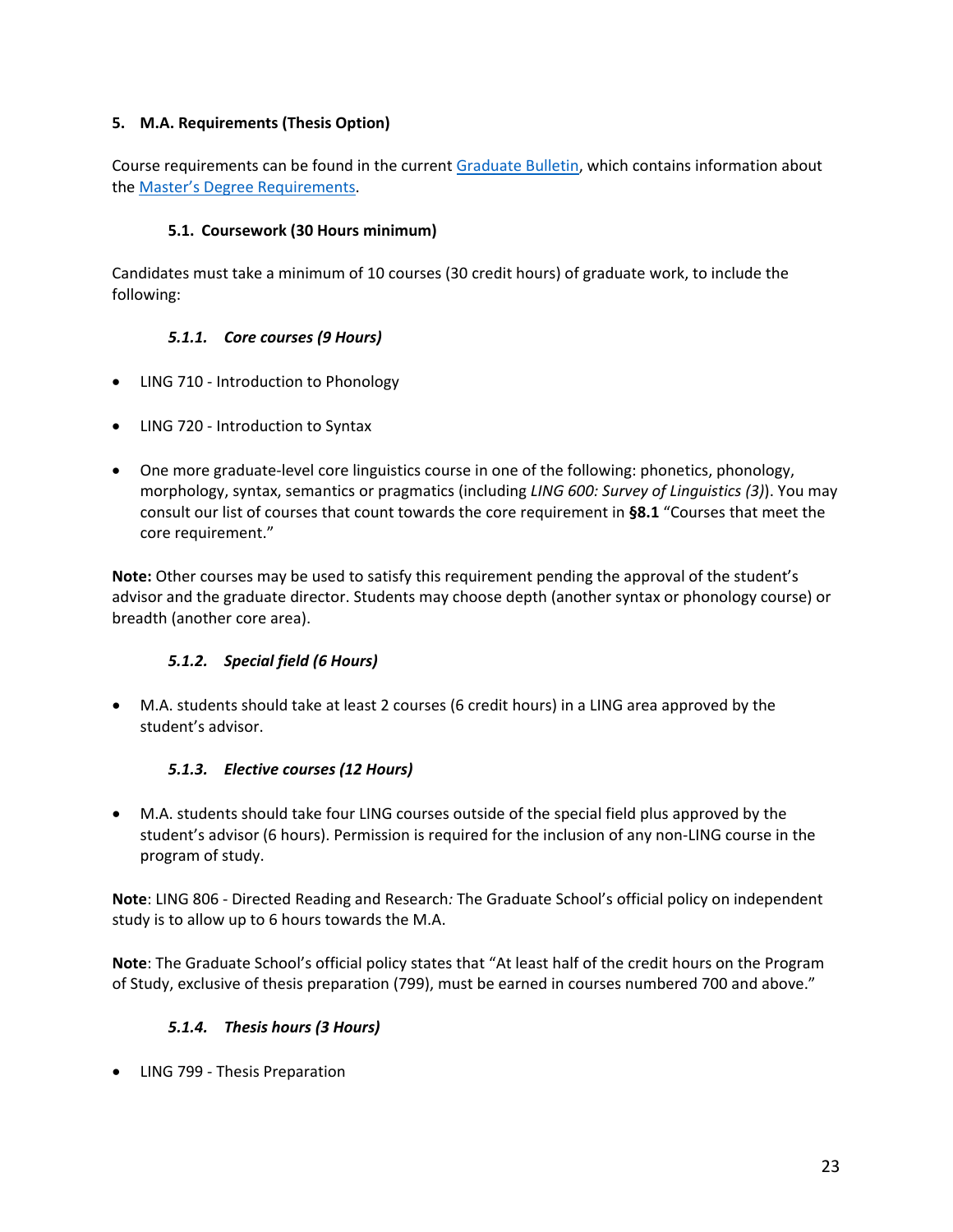## 5. M.A. Requirements (Thesis Option)

Course requirements can be found in the current Graduate Bulletin, which contains information about the Master's Degree Requirements.

### 5.1. Coursework (30 Hours minimum)

Candidates must take a minimum of 10 courses (30 credit hours) of graduate work, to include the following:

#### *5.1.1. Core courses (9 Hours)*

- LING 710 - Introduction to Phonology
- LING 720 - Introduction to Syntax
- One more graduate-level core linguistics course in one of the following: phonetics, phonology, morphology, syntax, semantics or pragmatics (including *LING 600: Survey of Linguistics (3)*). You may consult our list of courses that count towards the core requirement in **§8.1** "Courses that meet the core requirement."

**Note:** Other courses may be used to satisfy this requirement pending the approval of the student's advisor and the graduate director. Students may choose depth (another syntax or phonology course) or breadth (another core area).

#### *5.1.2. Special field (6 Hours)*

- M.A. students should take at least 2 courses (6 credit hours) in a LING area approved by the student's advisor.

#### *5.1.3. Elective courses (12 Hours)*

- M.A. students should take four LING courses outside of the special field plus approved by the student's advisor (6 hours). Permission is required for the inclusion of any non-LING course in the program of study.

**Note**: LING 806 - Directed Reading and Research*:* The Graduate School's official policy on independent study is to allow up to 6 hours towards the M.A.

**Note**: The Graduate School's official policy states that "At least half of the credit hours on the Program of Study, exclusive of thesis preparation (799), must be earned in courses numbered 700 and above."

#### *5.1.4. Thesis hours (3 Hours)*

- LING 799 - Thesis Preparation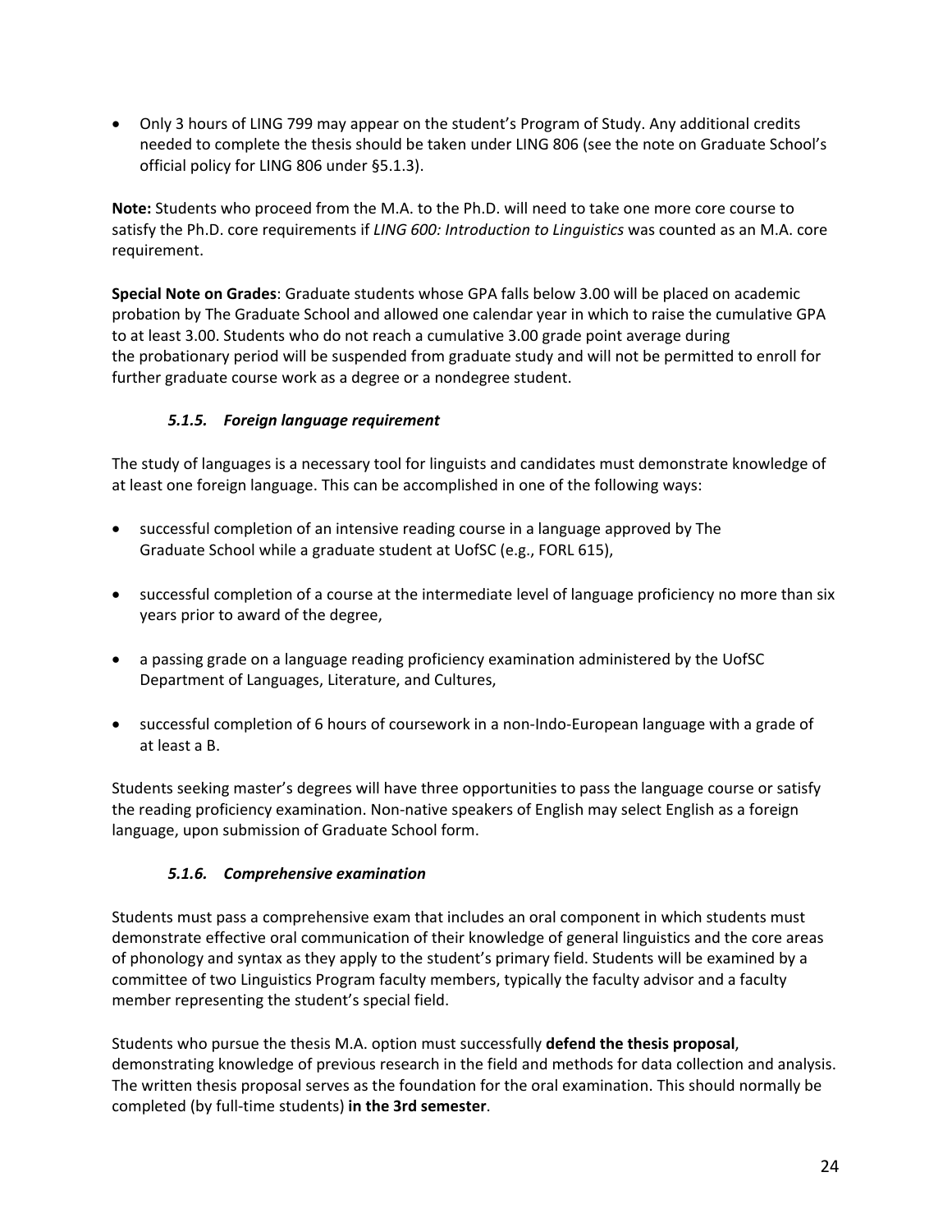- Only 3 hours of LING 799 may appear on the student's Program of Study. Any additional credits needed to complete the thesis should be taken under LING 806 (see the note on Graduate School's official policy for LING 806 under §5.1.3).

**Note:** Students who proceed from the M.A. to the Ph.D. will need to take one more core course to satisfy the Ph.D. core requirements if *LING 600: Introduction to Linguistics* was counted as an M.A. core requirement.

**Special Note on Grades**: Graduate students whose GPA falls below 3.00 will be placed on academic probation by The Graduate School and allowed one calendar year in which to raise the cumulative GPA to at least 3.00. Students who do not reach a cumulative 3.00 grade point average during the probationary period will be suspended from graduate study and will not be permitted to enroll for further graduate course work as a degree or a nondegree student.

### *5.1.5. Foreign language requirement*

The study of languages is a necessary tool for linguists and candidates must demonstrate knowledge of at least one foreign language. This can be accomplished in one of the following ways:

- successful completion of an intensive reading course in a language approved by The Graduate School while a graduate student at UofSC (e.g., FORL 615),
- successful completion of a course at the intermediate level of language proficiency no more than six years prior to award of the degree,
- a passing grade on a language reading proficiency examination administered by the UofSC Department of Languages, Literature, and Cultures,
- successful completion of 6 hours of coursework in a non-Indo-European language with a grade of at least a B.

Students seeking master's degrees will have three opportunities to pass the language course or satisfy the reading proficiency examination. Non-native speakers of English may select English as a foreign language, upon submission of Graduate School form.

### *5.1.6. Comprehensive examination*

Students must pass a comprehensive exam that includes an oral component in which students must demonstrate effective oral communication of their knowledge of general linguistics and the core areas of phonology and syntax as they apply to the student's primary field. Students will be examined by a committee of two Linguistics Program faculty members, typically the faculty advisor and a faculty member representing the student's special field.

Students who pursue the thesis M.A. option must successfully **defend the thesis proposal**, demonstrating knowledge of previous research in the field and methods for data collection and analysis. The written thesis proposal serves as the foundation for the oral examination. This should normally be completed (by full-time students) **in the 3rd semester**.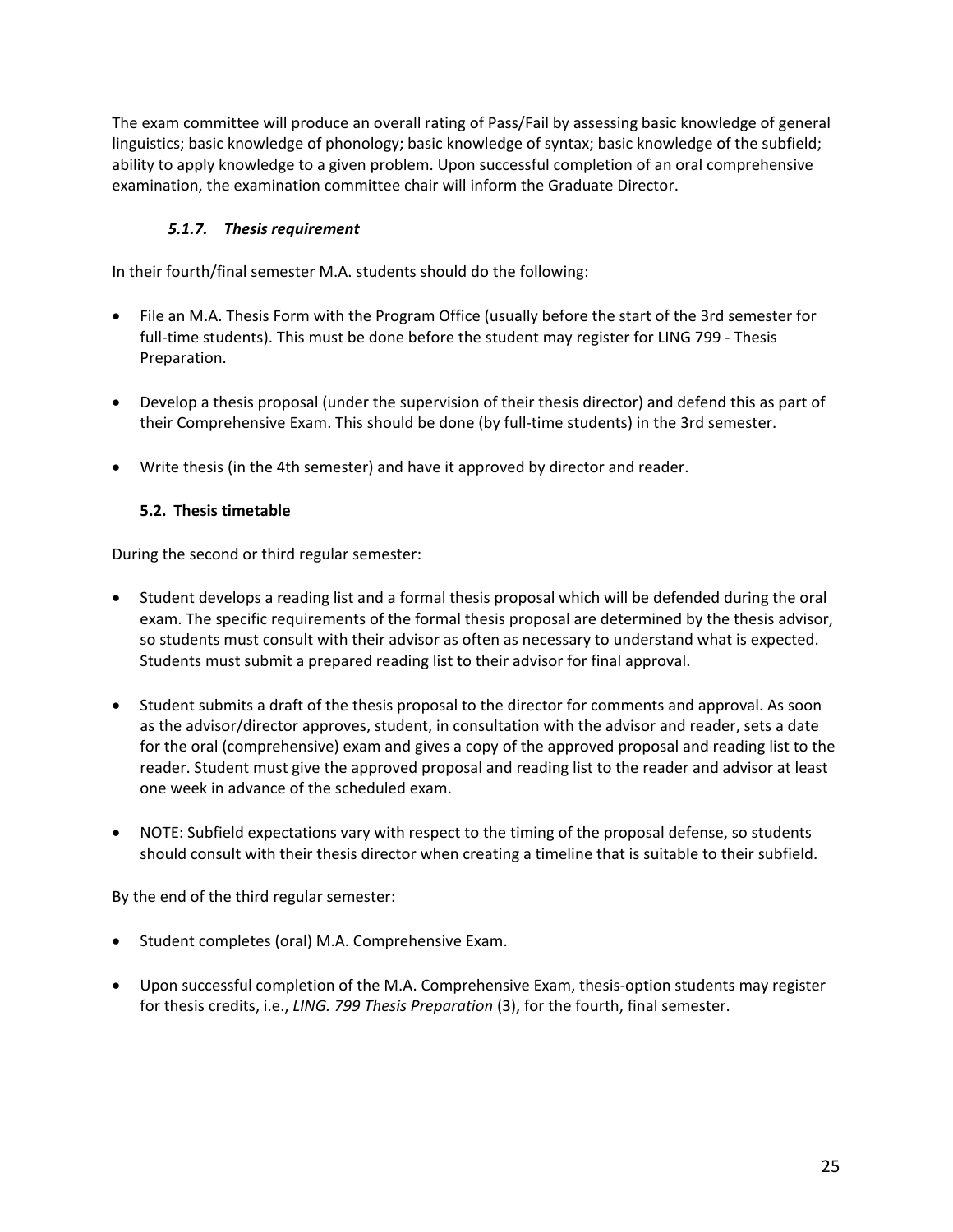The exam committee will produce an overall rating of Pass/Fail by assessing basic knowledge of general linguistics; basic knowledge of phonology; basic knowledge of syntax; basic knowledge of the subfield; ability to apply knowledge to a given problem. Upon successful completion of an oral comprehensive examination, the examination committee chair will inform the Graduate Director.

#### *5.1.7. Thesis requirement*

In their fourth/final semester M.A. students should do the following:

- File an M.A. Thesis Form with the Program Office (usually before the start of the 3rd semester for full-time students). This must be done before the student may register for LING 799 - Thesis Preparation.
- Develop a thesis proposal (under the supervision of their thesis director) and defend this as part of their Comprehensive Exam. This should be done (by full-time students) in the 3rd semester.
- Write thesis (in the 4th semester) and have it approved by director and reader.

### 5.2. Thesis timetable

During the second or third regular semester:

- Student develops a reading list and a formal thesis proposal which will be defended during the oral exam. The specific requirements of the formal thesis proposal are determined by the thesis advisor, so students must consult with their advisor as often as necessary to understand what is expected. Students must submit a prepared reading list to their advisor for final approval.
- Student submits a draft of the thesis proposal to the director for comments and approval. As soon as the advisor/director approves, student, in consultation with the advisor and reader, sets a date for the oral (comprehensive) exam and gives a copy of the approved proposal and reading list to the reader. Student must give the approved proposal and reading list to the reader and advisor at least one week in advance of the scheduled exam.
- NOTE: Subfield expectations vary with respect to the timing of the proposal defense, so students should consult with their thesis director when creating a timeline that is suitable to their subfield.

By the end of the third regular semester:

- Student completes (oral) M.A. Comprehensive Exam.
- Upon successful completion of the M.A. Comprehensive Exam, thesis-option students may register for thesis credits, i.e., *LING. 799 Thesis Preparation* (3), for the fourth, final semester.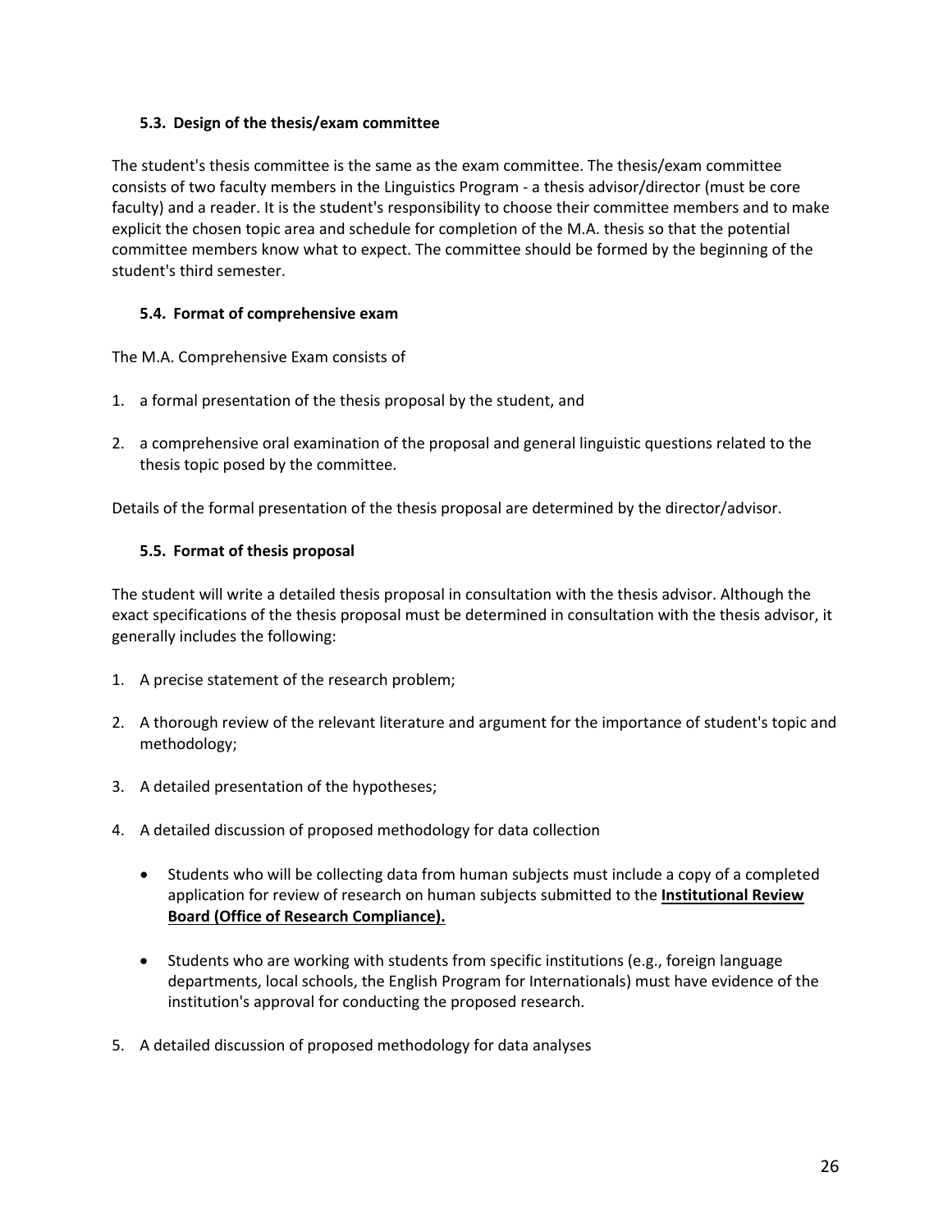### 5.3. Design of the thesis/exam committee

The student's thesis committee is the same as the exam committee. The thesis/exam committee consists of two faculty members in the Linguistics Program - a thesis advisor/director (must be core faculty) and a reader. It is the student's responsibility to choose their committee members and to make explicit the chosen topic area and schedule for completion of the M.A. thesis so that the potential committee members know what to expect. The committee should be formed by the beginning of the student's third semester.

### 5.4. Format of comprehensive exam

The M.A. Comprehensive Exam consists of

1. a formal presentation of the thesis proposal by the student, and
2. a comprehensive oral examination of the proposal and general linguistic questions related to the thesis topic posed by the committee.

Details of the formal presentation of the thesis proposal are determined by the director/advisor.

### 5.5. Format of thesis proposal

The student will write a detailed thesis proposal in consultation with the thesis advisor. Although the exact specifications of the thesis proposal must be determined in consultation with the thesis advisor, it generally includes the following:

1. A precise statement of the research problem;
2. A thorough review of the relevant literature and argument for the importance of student's topic and methodology;
3. A detailed presentation of the hypotheses;
4. A detailed discussion of proposed methodology for data collection
   - Students who will be collecting data from human subjects must include a copy of a completed application for review of research on human subjects submitted to the **Institutional Review Board (Office of Research Compliance).**
   - Students who are working with students from specific institutions (e.g., foreign language departments, local schools, the English Program for Internationals) must have evidence of the institution's approval for conducting the proposed research.
5. A detailed discussion of proposed methodology for data analyses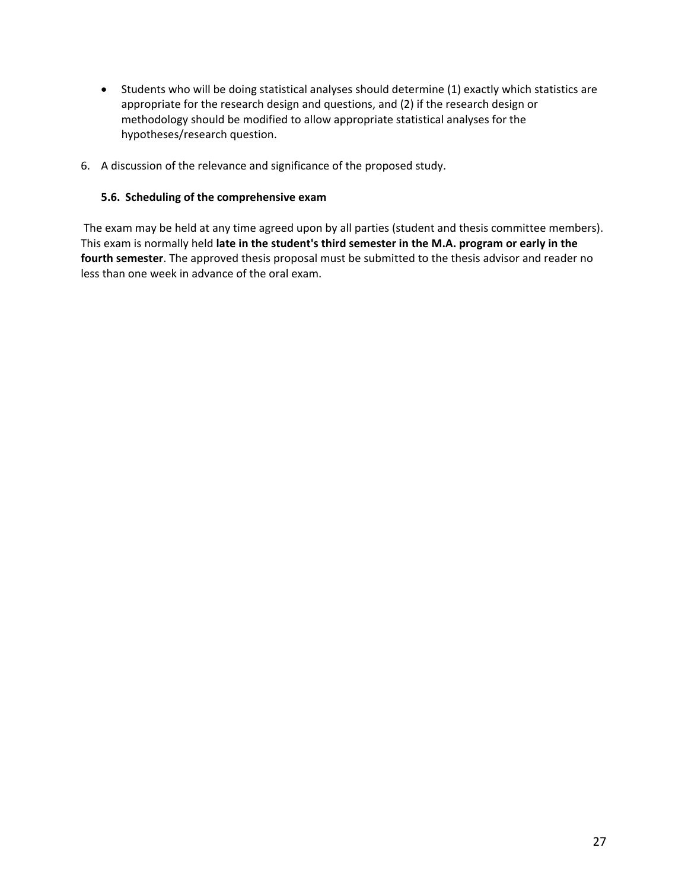- Students who will be doing statistical analyses should determine (1) exactly which statistics are appropriate for the research design and questions, and (2) if the research design or methodology should be modified to allow appropriate statistical analyses for the hypotheses/research question.

6. A discussion of the relevance and significance of the proposed study.

### 5.6. Scheduling of the comprehensive exam

The exam may be held at any time agreed upon by all parties (student and thesis committee members). This exam is normally held **late in the student's third semester in the M.A. program or early in the fourth semester**. The approved thesis proposal must be submitted to the thesis advisor and reader no less than one week in advance of the oral exam.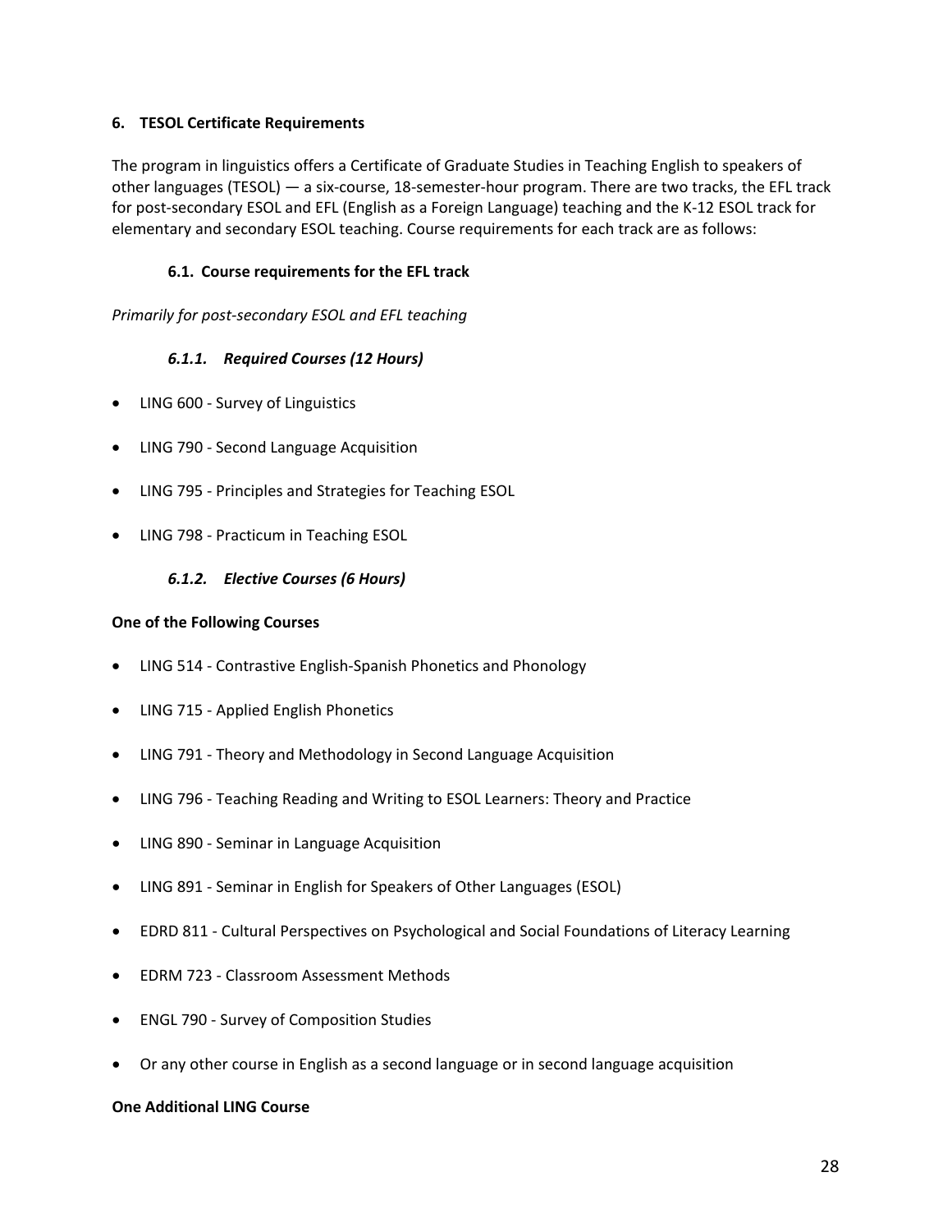## 6. TESOL Certificate Requirements

The program in linguistics offers a Certificate of Graduate Studies in Teaching English to speakers of other languages (TESOL) — a six-course, 18-semester-hour program. There are two tracks, the EFL track for post-secondary ESOL and EFL (English as a Foreign Language) teaching and the K-12 ESOL track for elementary and secondary ESOL teaching. Course requirements for each track are as follows:

### 6.1. Course requirements for the EFL track

*Primarily for post-secondary ESOL and EFL teaching*

#### *6.1.1. Required Courses (12 Hours)*

- LING 600 - Survey of Linguistics
- LING 790 - Second Language Acquisition
- LING 795 - Principles and Strategies for Teaching ESOL
- LING 798 - Practicum in Teaching ESOL

#### *6.1.2. Elective Courses (6 Hours)*

**One of the Following Courses**

- LING 514 - Contrastive English-Spanish Phonetics and Phonology
- LING 715 - Applied English Phonetics
- LING 791 - Theory and Methodology in Second Language Acquisition
- LING 796 - Teaching Reading and Writing to ESOL Learners: Theory and Practice
- LING 890 - Seminar in Language Acquisition
- LING 891 - Seminar in English for Speakers of Other Languages (ESOL)
- EDRD 811 - Cultural Perspectives on Psychological and Social Foundations of Literacy Learning
- EDRM 723 - Classroom Assessment Methods
- ENGL 790 - Survey of Composition Studies
- Or any other course in English as a second language or in second language acquisition

**One Additional LING Course**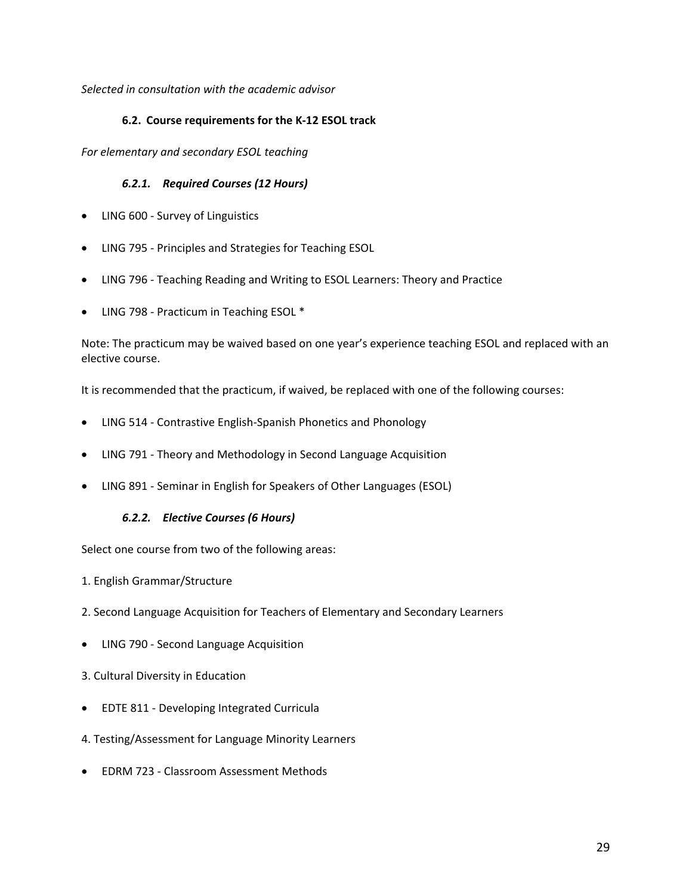*Selected in consultation with the academic advisor*

### 6.2. Course requirements for the K-12 ESOL track

*For elementary and secondary ESOL teaching*

#### *6.2.1. Required Courses (12 Hours)*

- LING 600 - Survey of Linguistics
- LING 795 - Principles and Strategies for Teaching ESOL
- LING 796 - Teaching Reading and Writing to ESOL Learners: Theory and Practice
- LING 798 - Practicum in Teaching ESOL *

Note: The practicum may be waived based on one year's experience teaching ESOL and replaced with an elective course.

It is recommended that the practicum, if waived, be replaced with one of the following courses:

- LING 514 - Contrastive English-Spanish Phonetics and Phonology
- LING 791 - Theory and Methodology in Second Language Acquisition
- LING 891 - Seminar in English for Speakers of Other Languages (ESOL)

#### *6.2.2. Elective Courses (6 Hours)*

Select one course from two of the following areas:

1. English Grammar/Structure

2. Second Language Acquisition for Teachers of Elementary and Secondary Learners

- LING 790 - Second Language Acquisition

3. Cultural Diversity in Education

- EDTE 811 - Developing Integrated Curricula

4. Testing/Assessment for Language Minority Learners

- EDRM 723 - Classroom Assessment Methods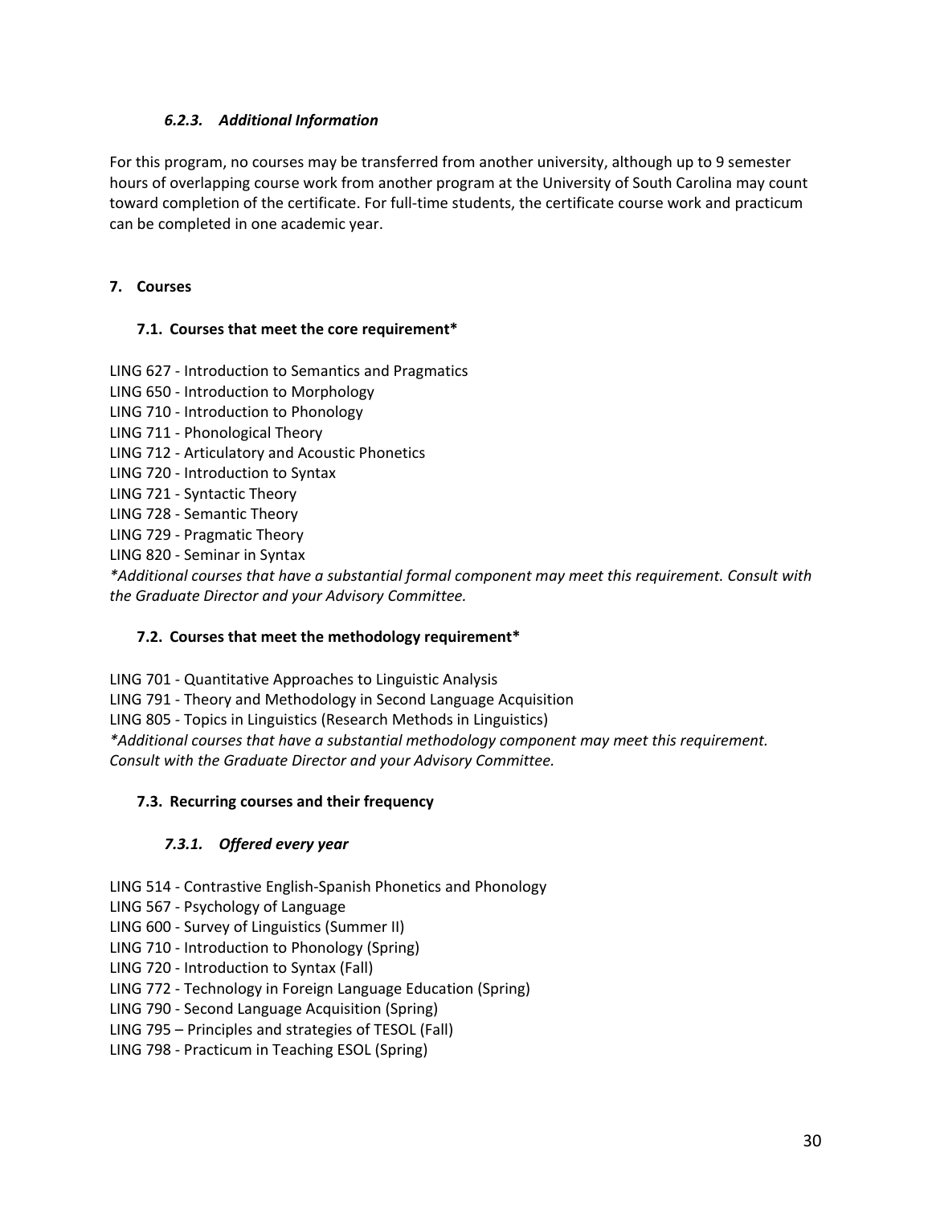#### *6.2.3. Additional Information*

For this program, no courses may be transferred from another university, although up to 9 semester hours of overlapping course work from another program at the University of South Carolina may count toward completion of the certificate. For full-time students, the certificate course work and practicum can be completed in one academic year.

## 7. Courses

### 7.1. Courses that meet the core requirement*

LING 627 - Introduction to Semantics and Pragmatics
LING 650 - Introduction to Morphology
LING 710 - Introduction to Phonology
LING 711 - Phonological Theory
LING 712 - Articulatory and Acoustic Phonetics
LING 720 - Introduction to Syntax
LING 721 - Syntactic Theory
LING 728 - Semantic Theory
LING 729 - Pragmatic Theory
LING 820 - Seminar in Syntax
*\*Additional courses that have a substantial formal component may meet this requirement. Consult with the Graduate Director and your Advisory Committee.*

### 7.2. Courses that meet the methodology requirement*

LING 701 - Quantitative Approaches to Linguistic Analysis
LING 791 - Theory and Methodology in Second Language Acquisition
LING 805 - Topics in Linguistics (Research Methods in Linguistics)
*\*Additional courses that have a substantial methodology component may meet this requirement. Consult with the Graduate Director and your Advisory Committee.*

### 7.3. Recurring courses and their frequency

#### *7.3.1. Offered every year*

LING 514 - Contrastive English-Spanish Phonetics and Phonology
LING 567 - Psychology of Language
LING 600 - Survey of Linguistics (Summer II)
LING 710 - Introduction to Phonology (Spring)
LING 720 - Introduction to Syntax (Fall)
LING 772 - Technology in Foreign Language Education (Spring)
LING 790 - Second Language Acquisition (Spring)
LING 795 – Principles and strategies of TESOL (Fall)
LING 798 - Practicum in Teaching ESOL (Spring)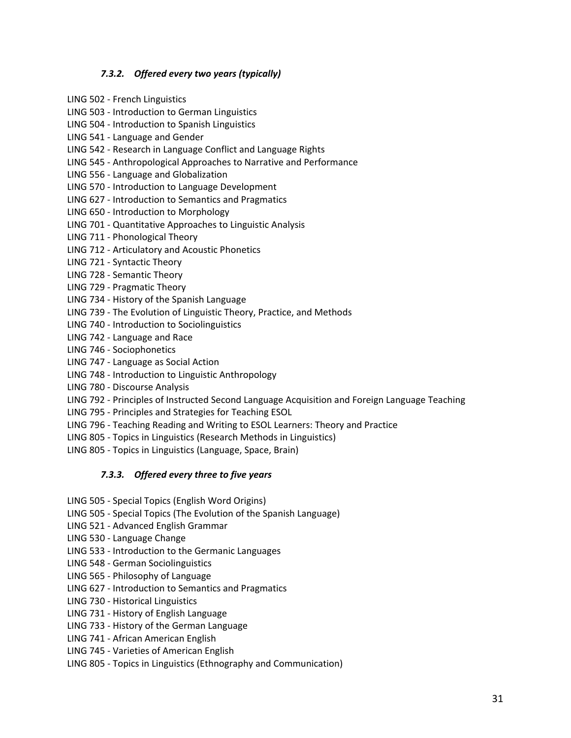### *7.3.2. Offered every two years (typically)*

LING 502 - French Linguistics
LING 503 - Introduction to German Linguistics
LING 504 - Introduction to Spanish Linguistics
LING 541 - Language and Gender
LING 542 - Research in Language Conflict and Language Rights
LING 545 - Anthropological Approaches to Narrative and Performance
LING 556 - Language and Globalization
LING 570 - Introduction to Language Development
LING 627 - Introduction to Semantics and Pragmatics
LING 650 - Introduction to Morphology
LING 701 - Quantitative Approaches to Linguistic Analysis
LING 711 - Phonological Theory
LING 712 - Articulatory and Acoustic Phonetics
LING 721 - Syntactic Theory
LING 728 - Semantic Theory
LING 729 - Pragmatic Theory
LING 734 - History of the Spanish Language
LING 739 - The Evolution of Linguistic Theory, Practice, and Methods
LING 740 - Introduction to Sociolinguistics
LING 742 - Language and Race
LING 746 - Sociophonetics
LING 747 - Language as Social Action
LING 748 - Introduction to Linguistic Anthropology
LING 780 - Discourse Analysis
LING 792 - Principles of Instructed Second Language Acquisition and Foreign Language Teaching
LING 795 - Principles and Strategies for Teaching ESOL
LING 796 - Teaching Reading and Writing to ESOL Learners: Theory and Practice
LING 805 - Topics in Linguistics (Research Methods in Linguistics)
LING 805 - Topics in Linguistics (Language, Space, Brain)

### *7.3.3. Offered every three to five years*

LING 505 - Special Topics (English Word Origins)
LING 505 - Special Topics (The Evolution of the Spanish Language)
LING 521 - Advanced English Grammar
LING 530 - Language Change
LING 533 - Introduction to the Germanic Languages
LING 548 - German Sociolinguistics
LING 565 - Philosophy of Language
LING 627 - Introduction to Semantics and Pragmatics
LING 730 - Historical Linguistics
LING 731 - History of English Language
LING 733 - History of the German Language
LING 741 - African American English
LING 745 - Varieties of American English
LING 805 - Topics in Linguistics (Ethnography and Communication)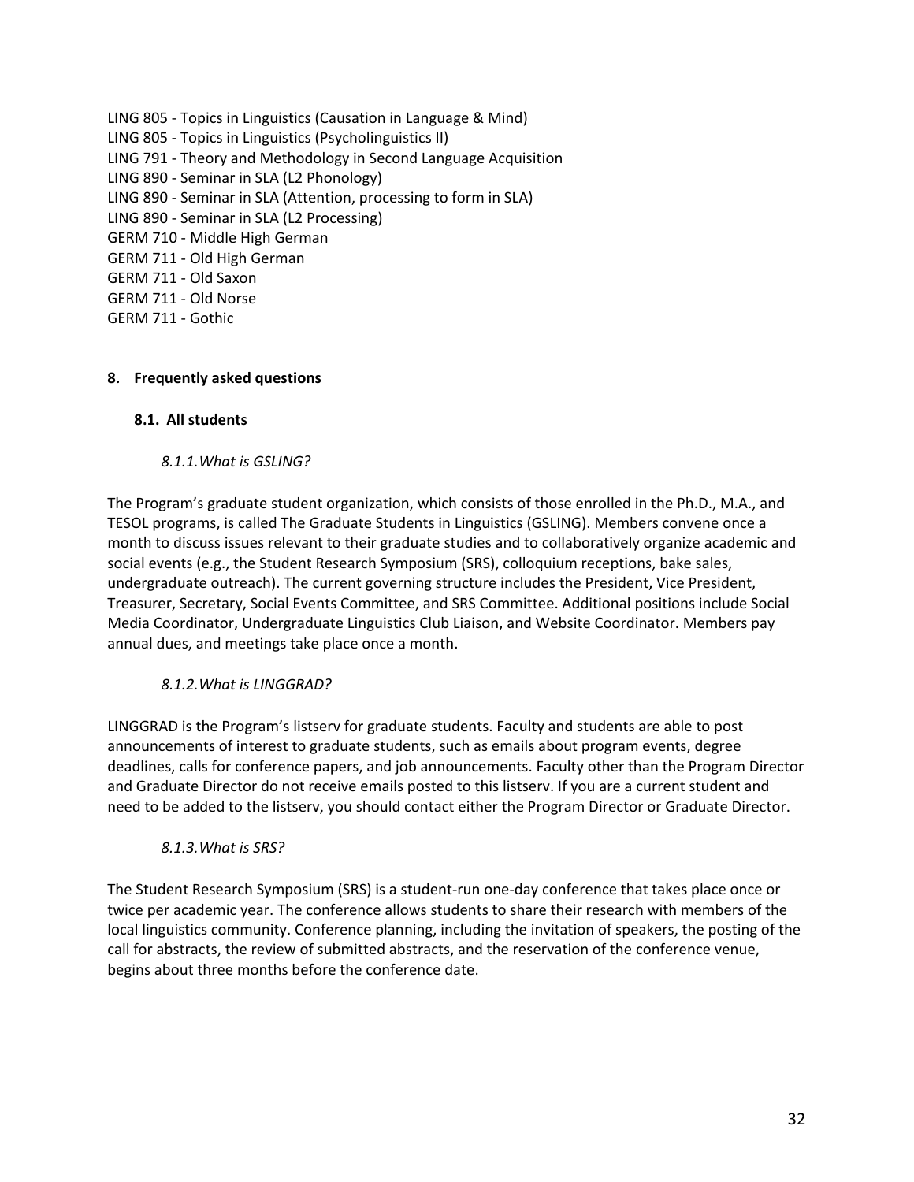LING 805 - Topics in Linguistics (Causation in Language & Mind)
LING 805 - Topics in Linguistics (Psycholinguistics II)
LING 791 - Theory and Methodology in Second Language Acquisition
LING 890 - Seminar in SLA (L2 Phonology)
LING 890 - Seminar in SLA (Attention, processing to form in SLA)
LING 890 - Seminar in SLA (L2 Processing)
GERM 710 - Middle High German
GERM 711 - Old High German
GERM 711 - Old Saxon
GERM 711 - Old Norse
GERM 711 - Gothic

## 8. Frequently asked questions

### 8.1. All students

#### *8.1.1. What is GSLING?*

The Program's graduate student organization, which consists of those enrolled in the Ph.D., M.A., and TESOL programs, is called The Graduate Students in Linguistics (GSLING). Members convene once a month to discuss issues relevant to their graduate studies and to collaboratively organize academic and social events (e.g., the Student Research Symposium (SRS), colloquium receptions, bake sales, undergraduate outreach). The current governing structure includes the President, Vice President, Treasurer, Secretary, Social Events Committee, and SRS Committee. Additional positions include Social Media Coordinator, Undergraduate Linguistics Club Liaison, and Website Coordinator. Members pay annual dues, and meetings take place once a month.

#### *8.1.2. What is LINGGRAD?*

LINGGRAD is the Program's listserv for graduate students. Faculty and students are able to post announcements of interest to graduate students, such as emails about program events, degree deadlines, calls for conference papers, and job announcements. Faculty other than the Program Director and Graduate Director do not receive emails posted to this listserv. If you are a current student and need to be added to the listserv, you should contact either the Program Director or Graduate Director.

#### *8.1.3. What is SRS?*

The Student Research Symposium (SRS) is a student-run one-day conference that takes place once or twice per academic year. The conference allows students to share their research with members of the local linguistics community. Conference planning, including the invitation of speakers, the posting of the call for abstracts, the review of submitted abstracts, and the reservation of the conference venue, begins about three months before the conference date.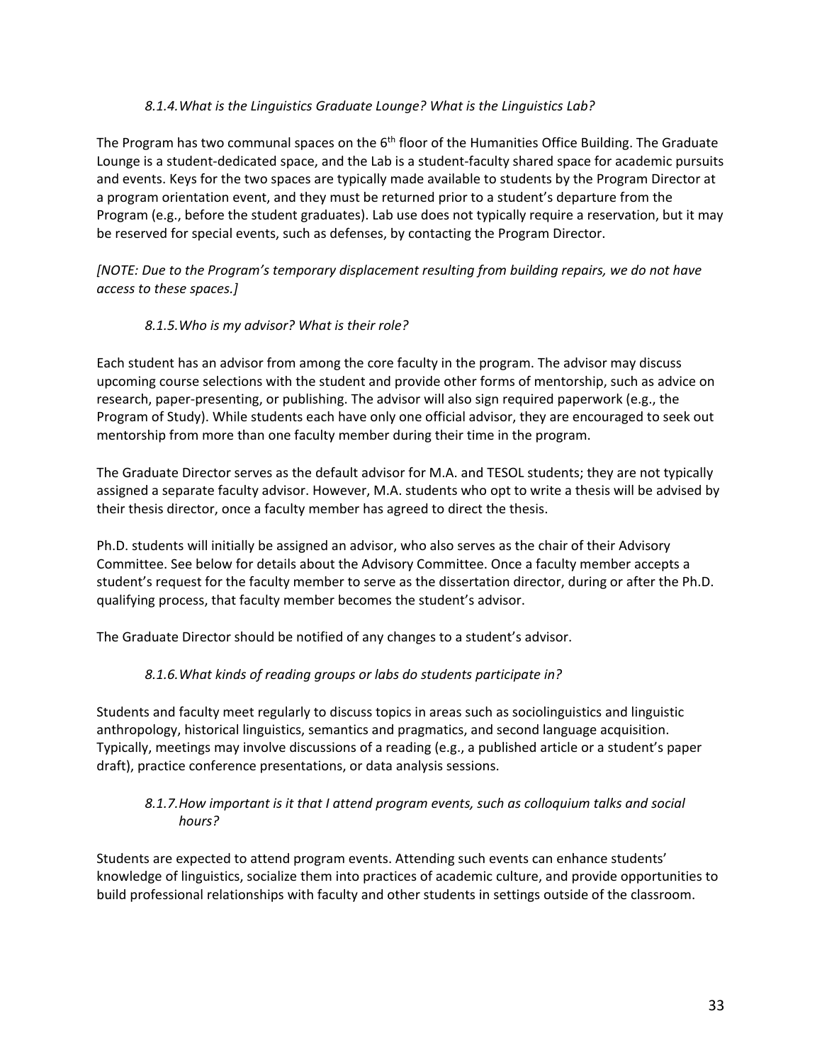#### *8.1.4. What is the Linguistics Graduate Lounge? What is the Linguistics Lab?*

The Program has two communal spaces on the 6th floor of the Humanities Office Building. The Graduate Lounge is a student-dedicated space, and the Lab is a student-faculty shared space for academic pursuits and events. Keys for the two spaces are typically made available to students by the Program Director at a program orientation event, and they must be returned prior to a student's departure from the Program (e.g., before the student graduates). Lab use does not typically require a reservation, but it may be reserved for special events, such as defenses, by contacting the Program Director.

*[NOTE: Due to the Program's temporary displacement resulting from building repairs, we do not have access to these spaces.]*

#### *8.1.5. Who is my advisor? What is their role?*

Each student has an advisor from among the core faculty in the program. The advisor may discuss upcoming course selections with the student and provide other forms of mentorship, such as advice on research, paper-presenting, or publishing. The advisor will also sign required paperwork (e.g., the Program of Study). While students each have only one official advisor, they are encouraged to seek out mentorship from more than one faculty member during their time in the program.

The Graduate Director serves as the default advisor for M.A. and TESOL students; they are not typically assigned a separate faculty advisor. However, M.A. students who opt to write a thesis will be advised by their thesis director, once a faculty member has agreed to direct the thesis.

Ph.D. students will initially be assigned an advisor, who also serves as the chair of their Advisory Committee. See below for details about the Advisory Committee. Once a faculty member accepts a student's request for the faculty member to serve as the dissertation director, during or after the Ph.D. qualifying process, that faculty member becomes the student's advisor.

The Graduate Director should be notified of any changes to a student's advisor.

#### *8.1.6. What kinds of reading groups or labs do students participate in?*

Students and faculty meet regularly to discuss topics in areas such as sociolinguistics and linguistic anthropology, historical linguistics, semantics and pragmatics, and second language acquisition. Typically, meetings may involve discussions of a reading (e.g., a published article or a student's paper draft), practice conference presentations, or data analysis sessions.

#### *8.1.7. How important is it that I attend program events, such as colloquium talks and social hours?*

Students are expected to attend program events. Attending such events can enhance students' knowledge of linguistics, socialize them into practices of academic culture, and provide opportunities to build professional relationships with faculty and other students in settings outside of the classroom.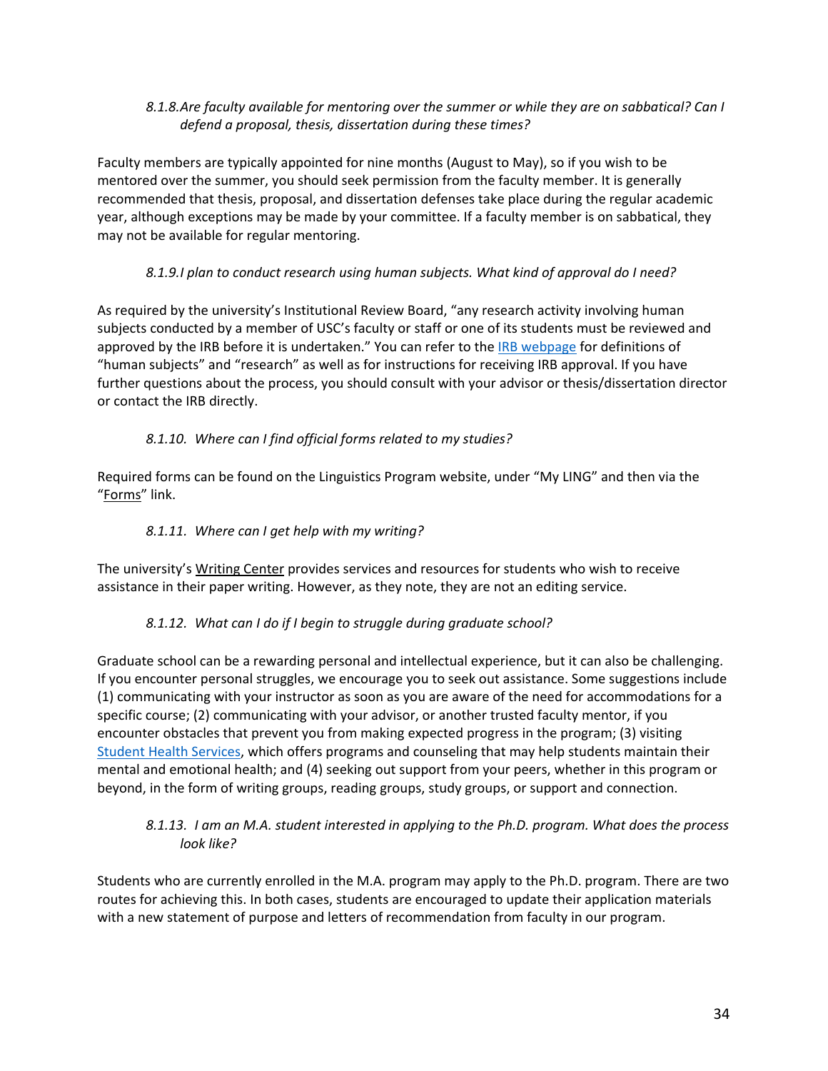### *8.1.8. Are faculty available for mentoring over the summer or while they are on sabbatical? Can I defend a proposal, thesis, dissertation during these times?*

Faculty members are typically appointed for nine months (August to May), so if you wish to be mentored over the summer, you should seek permission from the faculty member. It is generally recommended that thesis, proposal, and dissertation defenses take place during the regular academic year, although exceptions may be made by your committee. If a faculty member is on sabbatical, they may not be available for regular mentoring.

### *8.1.9. I plan to conduct research using human subjects. What kind of approval do I need?*

As required by the university's Institutional Review Board, "any research activity involving human subjects conducted by a member of USC's faculty or staff or one of its students must be reviewed and approved by the IRB before it is undertaken." You can refer to the IRB webpage for definitions of "human subjects" and "research" as well as for instructions for receiving IRB approval. If you have further questions about the process, you should consult with your advisor or thesis/dissertation director or contact the IRB directly.

### *8.1.10. Where can I find official forms related to my studies?*

Required forms can be found on the Linguistics Program website, under "My LING" and then via the "Forms" link.

### *8.1.11. Where can I get help with my writing?*

The university's Writing Center provides services and resources for students who wish to receive assistance in their paper writing. However, as they note, they are not an editing service.

### *8.1.12. What can I do if I begin to struggle during graduate school?*

Graduate school can be a rewarding personal and intellectual experience, but it can also be challenging. If you encounter personal struggles, we encourage you to seek out assistance. Some suggestions include (1) communicating with your instructor as soon as you are aware of the need for accommodations for a specific course; (2) communicating with your advisor, or another trusted faculty mentor, if you encounter obstacles that prevent you from making expected progress in the program; (3) visiting Student Health Services, which offers programs and counseling that may help students maintain their mental and emotional health; and (4) seeking out support from your peers, whether in this program or beyond, in the form of writing groups, reading groups, study groups, or support and connection.

### *8.1.13. I am an M.A. student interested in applying to the Ph.D. program. What does the process look like?*

Students who are currently enrolled in the M.A. program may apply to the Ph.D. program. There are two routes for achieving this. In both cases, students are encouraged to update their application materials with a new statement of purpose and letters of recommendation from faculty in our program.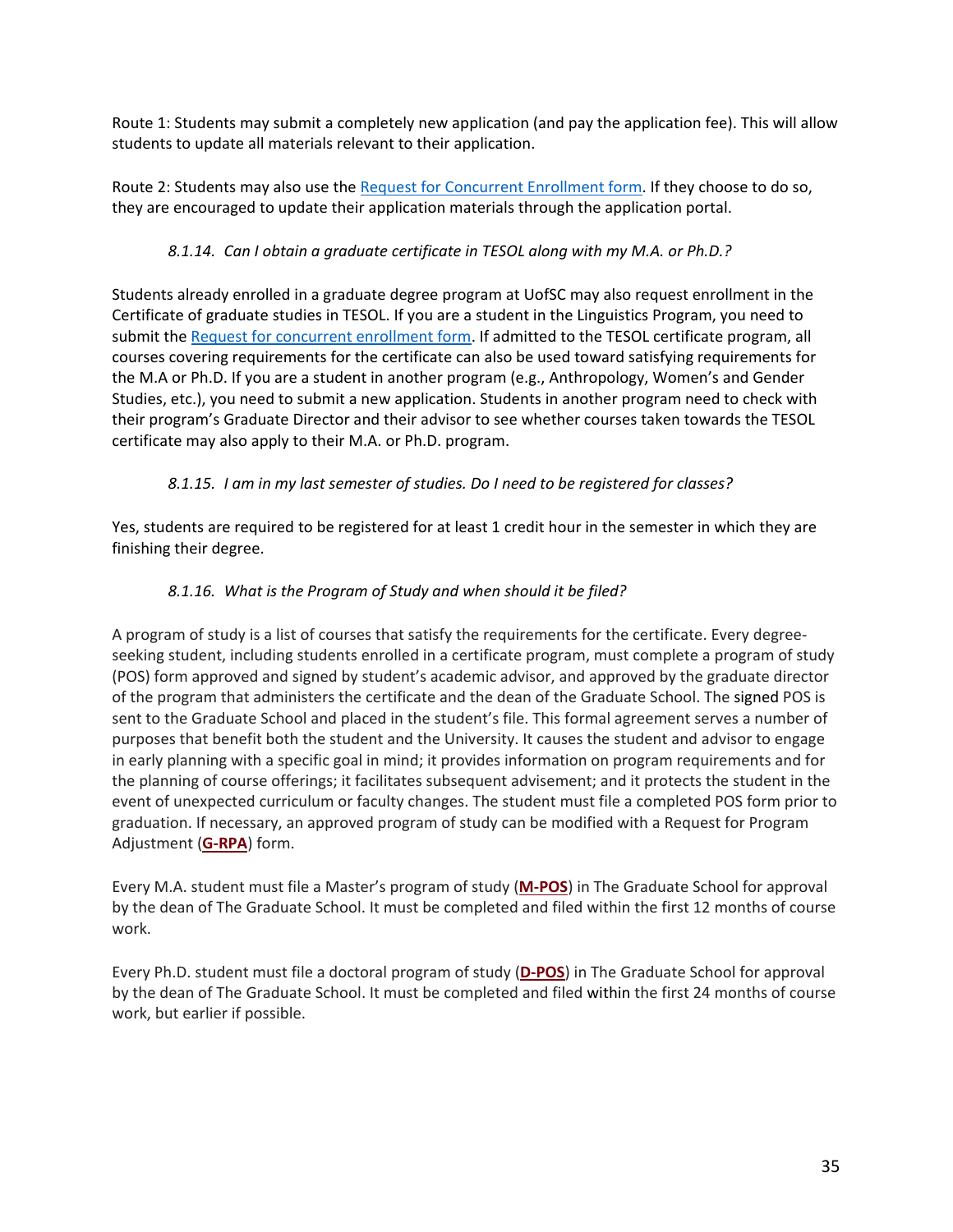Route 1: Students may submit a completely new application (and pay the application fee). This will allow students to update all materials relevant to their application.

Route 2: Students may also use the [Request for Concurrent Enrollment form](). If they choose to do so, they are encouraged to update their application materials through the application portal.

#### *8.1.14. Can I obtain a graduate certificate in TESOL along with my M.A. or Ph.D.?*

Students already enrolled in a graduate degree program at UofSC may also request enrollment in the Certificate of graduate studies in TESOL. If you are a student in the Linguistics Program, you need to submit the [Request for concurrent enrollment form](). If admitted to the TESOL certificate program, all courses covering requirements for the certificate can also be used toward satisfying requirements for the M.A or Ph.D. If you are a student in another program (e.g., Anthropology, Women's and Gender Studies, etc.), you need to submit a new application. Students in another program need to check with their program's Graduate Director and their advisor to see whether courses taken towards the TESOL certificate may also apply to their M.A. or Ph.D. program.

#### *8.1.15. I am in my last semester of studies. Do I need to be registered for classes?*

Yes, students are required to be registered for at least 1 credit hour in the semester in which they are finishing their degree.

#### *8.1.16. What is the Program of Study and when should it be filed?*

A program of study is a list of courses that satisfy the requirements for the certificate. Every degree-seeking student, including students enrolled in a certificate program, must complete a program of study (POS) form approved and signed by student's academic advisor, and approved by the graduate director of the program that administers the certificate and the dean of the Graduate School. The signed POS is sent to the Graduate School and placed in the student's file. This formal agreement serves a number of purposes that benefit both the student and the University. It causes the student and advisor to engage in early planning with a specific goal in mind; it provides information on program requirements and for the planning of course offerings; it facilitates subsequent advisement; and it protects the student in the event of unexpected curriculum or faculty changes. The student must file a completed POS form prior to graduation. If necessary, an approved program of study can be modified with a Request for Program Adjustment (**[G-RPA]()**) form.

Every M.A. student must file a Master's program of study (**[M-POS]()**) in The Graduate School for approval by the dean of The Graduate School. It must be completed and filed within the first 12 months of course work.

Every Ph.D. student must file a doctoral program of study (**[D-POS]()**) in The Graduate School for approval by the dean of The Graduate School. It must be completed and filed within the first 24 months of course work, but earlier if possible.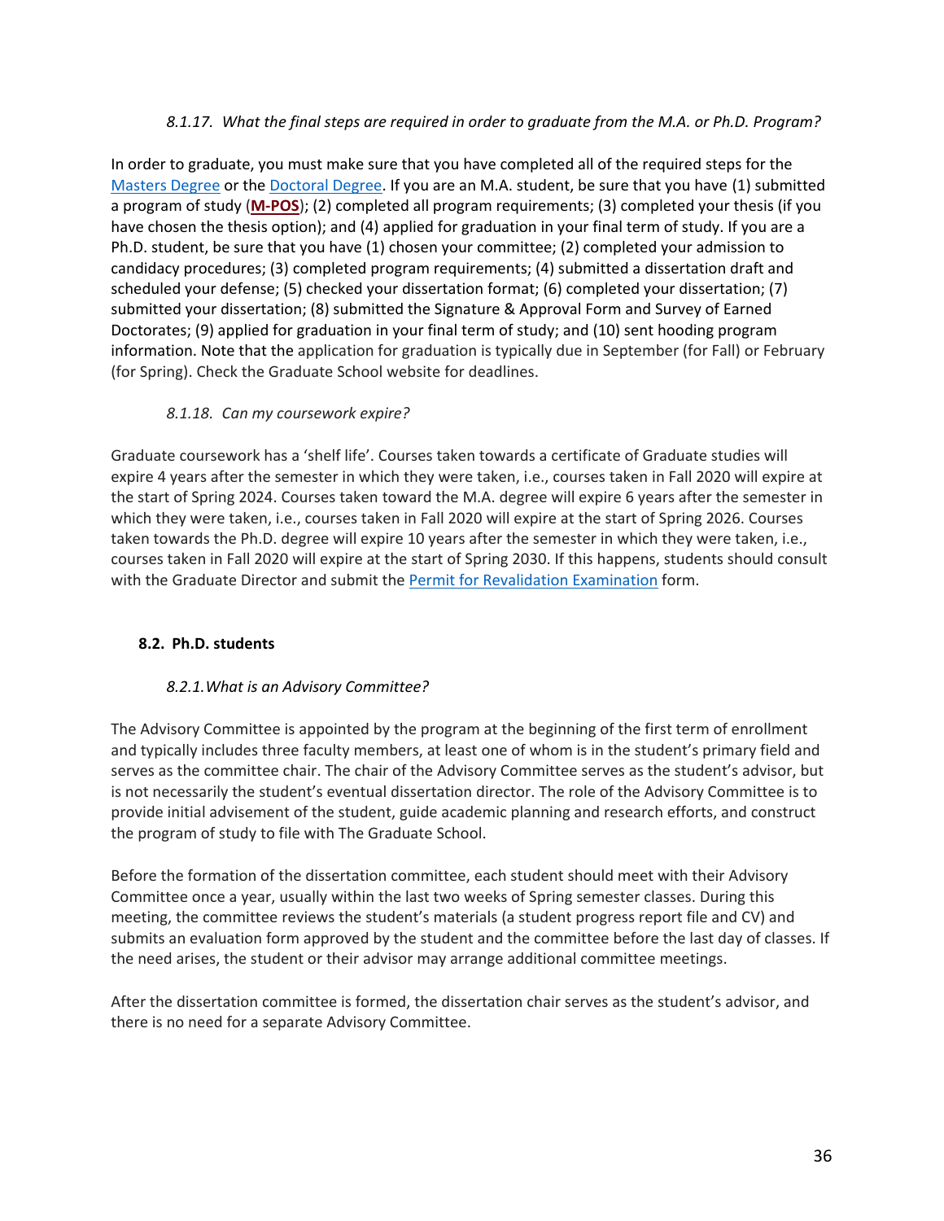#### *8.1.17. What the final steps are required in order to graduate from the M.A. or Ph.D. Program?*

In order to graduate, you must make sure that you have completed all of the required steps for the Masters Degree or the Doctoral Degree. If you are an M.A. student, be sure that you have (1) submitted a program of study (**M-POS**); (2) completed all program requirements; (3) completed your thesis (if you have chosen the thesis option); and (4) applied for graduation in your final term of study. If you are a Ph.D. student, be sure that you have (1) chosen your committee; (2) completed your admission to candidacy procedures; (3) completed program requirements; (4) submitted a dissertation draft and scheduled your defense; (5) checked your dissertation format; (6) completed your dissertation; (7) submitted your dissertation; (8) submitted the Signature & Approval Form and Survey of Earned Doctorates; (9) applied for graduation in your final term of study; and (10) sent hooding program information. Note that the application for graduation is typically due in September (for Fall) or February (for Spring). Check the Graduate School website for deadlines.

#### *8.1.18. Can my coursework expire?*

Graduate coursework has a 'shelf life'. Courses taken towards a certificate of Graduate studies will expire 4 years after the semester in which they were taken, i.e., courses taken in Fall 2020 will expire at the start of Spring 2024. Courses taken toward the M.A. degree will expire 6 years after the semester in which they were taken, i.e., courses taken in Fall 2020 will expire at the start of Spring 2026. Courses taken towards the Ph.D. degree will expire 10 years after the semester in which they were taken, i.e., courses taken in Fall 2020 will expire at the start of Spring 2030. If this happens, students should consult with the Graduate Director and submit the Permit for Revalidation Examination form.

### 8.2. Ph.D. students

#### *8.2.1. What is an Advisory Committee?*

The Advisory Committee is appointed by the program at the beginning of the first term of enrollment and typically includes three faculty members, at least one of whom is in the student's primary field and serves as the committee chair. The chair of the Advisory Committee serves as the student's advisor, but is not necessarily the student's eventual dissertation director. The role of the Advisory Committee is to provide initial advisement of the student, guide academic planning and research efforts, and construct the program of study to file with The Graduate School.

Before the formation of the dissertation committee, each student should meet with their Advisory Committee once a year, usually within the last two weeks of Spring semester classes. During this meeting, the committee reviews the student's materials (a student progress report file and CV) and submits an evaluation form approved by the student and the committee before the last day of classes. If the need arises, the student or their advisor may arrange additional committee meetings.

After the dissertation committee is formed, the dissertation chair serves as the student's advisor, and there is no need for a separate Advisory Committee.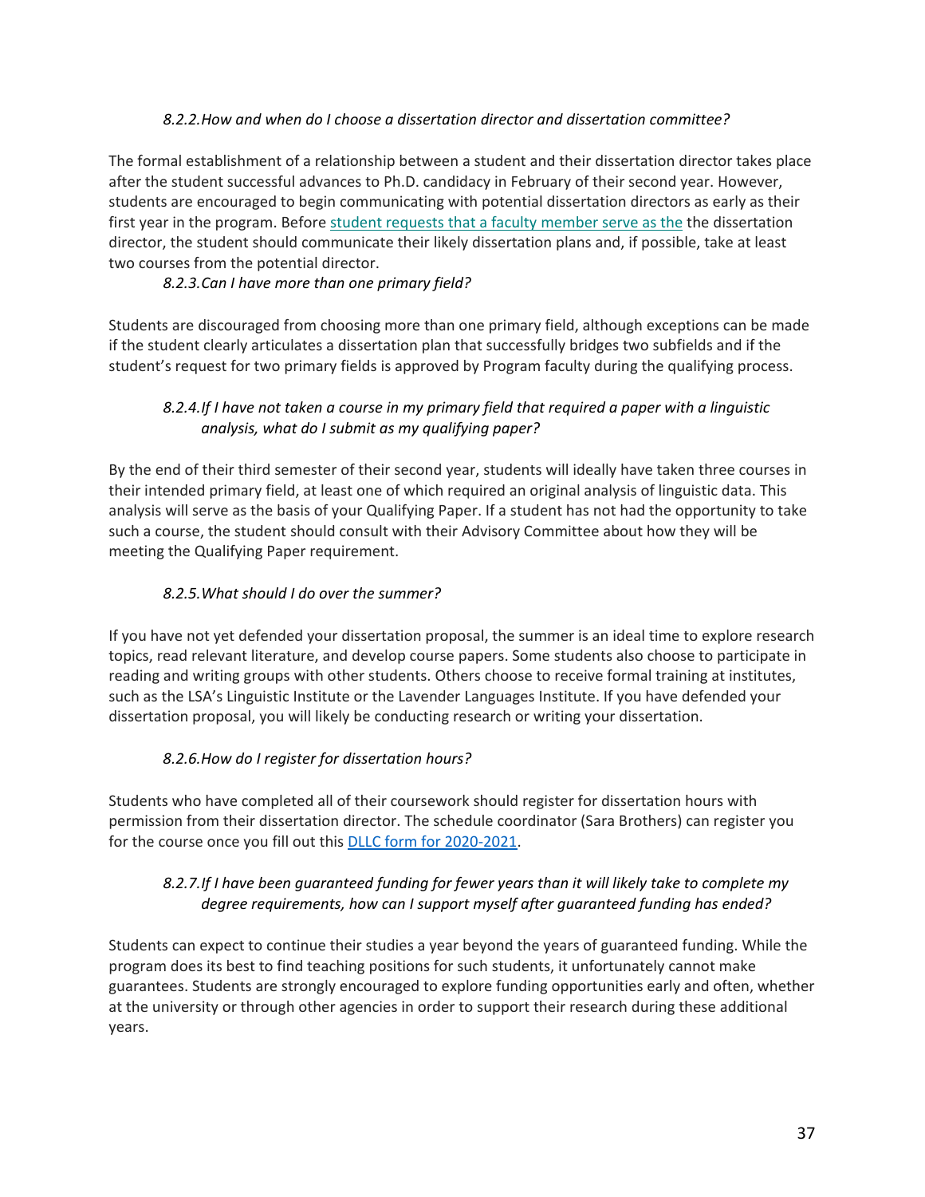#### *8.2.2. How and when do I choose a dissertation director and dissertation committee?*

The formal establishment of a relationship between a student and their dissertation director takes place after the student successful advances to Ph.D. candidacy in February of their second year. However, students are encouraged to begin communicating with potential dissertation directors as early as their first year in the program. Before student requests that a faculty member serve as the the dissertation director, the student should communicate their likely dissertation plans and, if possible, take at least two courses from the potential director.

#### *8.2.3. Can I have more than one primary field?*

Students are discouraged from choosing more than one primary field, although exceptions can be made if the student clearly articulates a dissertation plan that successfully bridges two subfields and if the student's request for two primary fields is approved by Program faculty during the qualifying process.

#### *8.2.4. If I have not taken a course in my primary field that required a paper with a linguistic analysis, what do I submit as my qualifying paper?*

By the end of their third semester of their second year, students will ideally have taken three courses in their intended primary field, at least one of which required an original analysis of linguistic data. This analysis will serve as the basis of your Qualifying Paper. If a student has not had the opportunity to take such a course, the student should consult with their Advisory Committee about how they will be meeting the Qualifying Paper requirement.

#### *8.2.5. What should I do over the summer?*

If you have not yet defended your dissertation proposal, the summer is an ideal time to explore research topics, read relevant literature, and develop course papers. Some students also choose to participate in reading and writing groups with other students. Others choose to receive formal training at institutes, such as the LSA's Linguistic Institute or the Lavender Languages Institute. If you have defended your dissertation proposal, you will likely be conducting research or writing your dissertation.

#### *8.2.6. How do I register for dissertation hours?*

Students who have completed all of their coursework should register for dissertation hours with permission from their dissertation director. The schedule coordinator (Sara Brothers) can register you for the course once you fill out this DLLC form for 2020-2021.

#### *8.2.7. If I have been guaranteed funding for fewer years than it will likely take to complete my degree requirements, how can I support myself after guaranteed funding has ended?*

Students can expect to continue their studies a year beyond the years of guaranteed funding. While the program does its best to find teaching positions for such students, it unfortunately cannot make guarantees. Students are strongly encouraged to explore funding opportunities early and often, whether at the university or through other agencies in order to support their research during these additional years.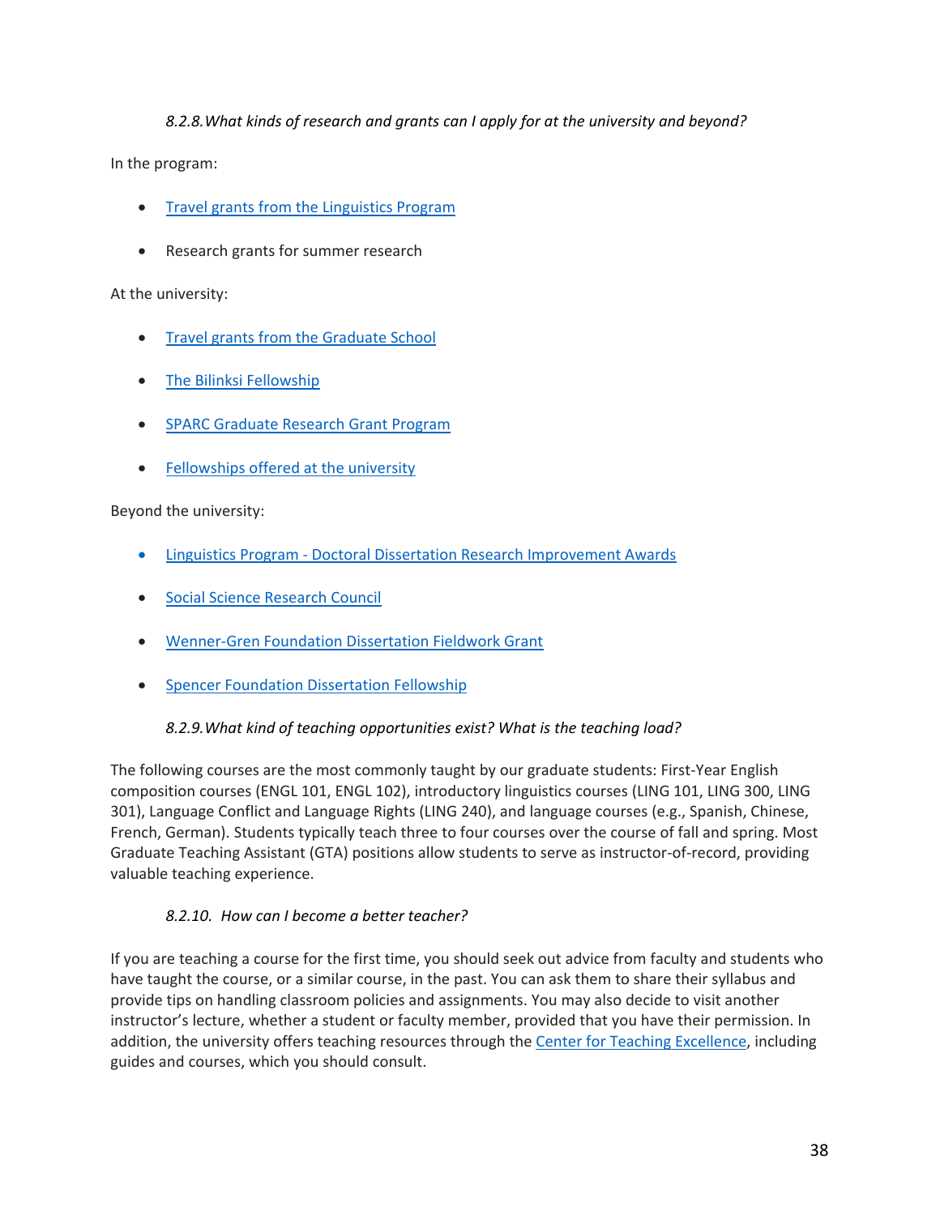#### *8.2.8. What kinds of research and grants can I apply for at the university and beyond?*

In the program:

- Travel grants from the Linguistics Program
- Research grants for summer research

At the university:

- Travel grants from the Graduate School
- The Bilinksi Fellowship
- SPARC Graduate Research Grant Program
- Fellowships offered at the university

Beyond the university:

- Linguistics Program - Doctoral Dissertation Research Improvement Awards
- Social Science Research Council
- Wenner-Gren Foundation Dissertation Fieldwork Grant
- Spencer Foundation Dissertation Fellowship

#### *8.2.9. What kind of teaching opportunities exist? What is the teaching load?*

The following courses are the most commonly taught by our graduate students: First-Year English composition courses (ENGL 101, ENGL 102), introductory linguistics courses (LING 101, LING 300, LING 301), Language Conflict and Language Rights (LING 240), and language courses (e.g., Spanish, Chinese, French, German). Students typically teach three to four courses over the course of fall and spring. Most Graduate Teaching Assistant (GTA) positions allow students to serve as instructor-of-record, providing valuable teaching experience.

#### *8.2.10. How can I become a better teacher?*

If you are teaching a course for the first time, you should seek out advice from faculty and students who have taught the course, or a similar course, in the past. You can ask them to share their syllabus and provide tips on handling classroom policies and assignments. You may also decide to visit another instructor's lecture, whether a student or faculty member, provided that you have their permission. In addition, the university offers teaching resources through the Center for Teaching Excellence, including guides and courses, which you should consult.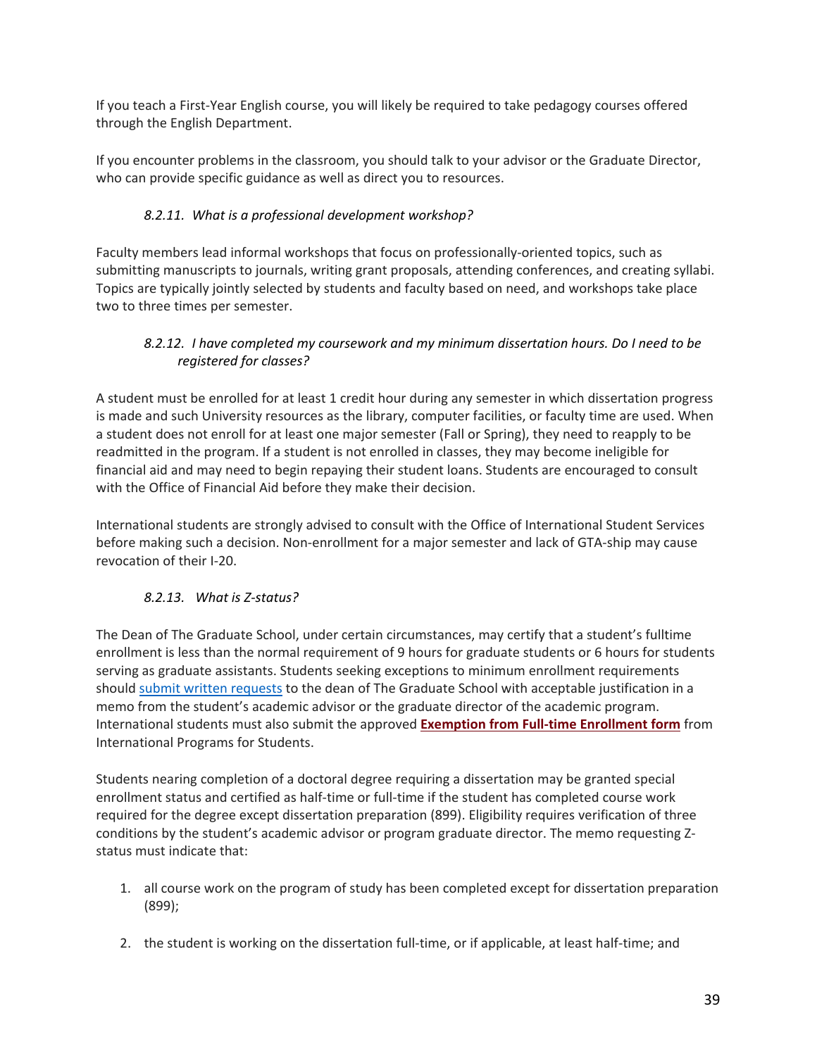If you teach a First-Year English course, you will likely be required to take pedagogy courses offered through the English Department.

If you encounter problems in the classroom, you should talk to your advisor or the Graduate Director, who can provide specific guidance as well as direct you to resources.

#### *8.2.11. What is a professional development workshop?*

Faculty members lead informal workshops that focus on professionally-oriented topics, such as submitting manuscripts to journals, writing grant proposals, attending conferences, and creating syllabi. Topics are typically jointly selected by students and faculty based on need, and workshops take place two to three times per semester.

#### *8.2.12. I have completed my coursework and my minimum dissertation hours. Do I need to be registered for classes?*

A student must be enrolled for at least 1 credit hour during any semester in which dissertation progress is made and such University resources as the library, computer facilities, or faculty time are used. When a student does not enroll for at least one major semester (Fall or Spring), they need to reapply to be readmitted in the program. If a student is not enrolled in classes, they may become ineligible for financial aid and may need to begin repaying their student loans. Students are encouraged to consult with the Office of Financial Aid before they make their decision.

International students are strongly advised to consult with the Office of International Student Services before making such a decision. Non-enrollment for a major semester and lack of GTA-ship may cause revocation of their I-20.

#### *8.2.13. What is Z-status?*

The Dean of The Graduate School, under certain circumstances, may certify that a student's fulltime enrollment is less than the normal requirement of 9 hours for graduate students or 6 hours for students serving as graduate assistants. Students seeking exceptions to minimum enrollment requirements should submit written requests to the dean of The Graduate School with acceptable justification in a memo from the student's academic advisor or the graduate director of the academic program. International students must also submit the approved **Exemption from Full-time Enrollment form** from International Programs for Students.

Students nearing completion of a doctoral degree requiring a dissertation may be granted special enrollment status and certified as half-time or full-time if the student has completed course work required for the degree except dissertation preparation (899). Eligibility requires verification of three conditions by the student's academic advisor or program graduate director. The memo requesting Z-status must indicate that:

1. all course work on the program of study has been completed except for dissertation preparation (899);
2. the student is working on the dissertation full-time, or if applicable, at least half-time; and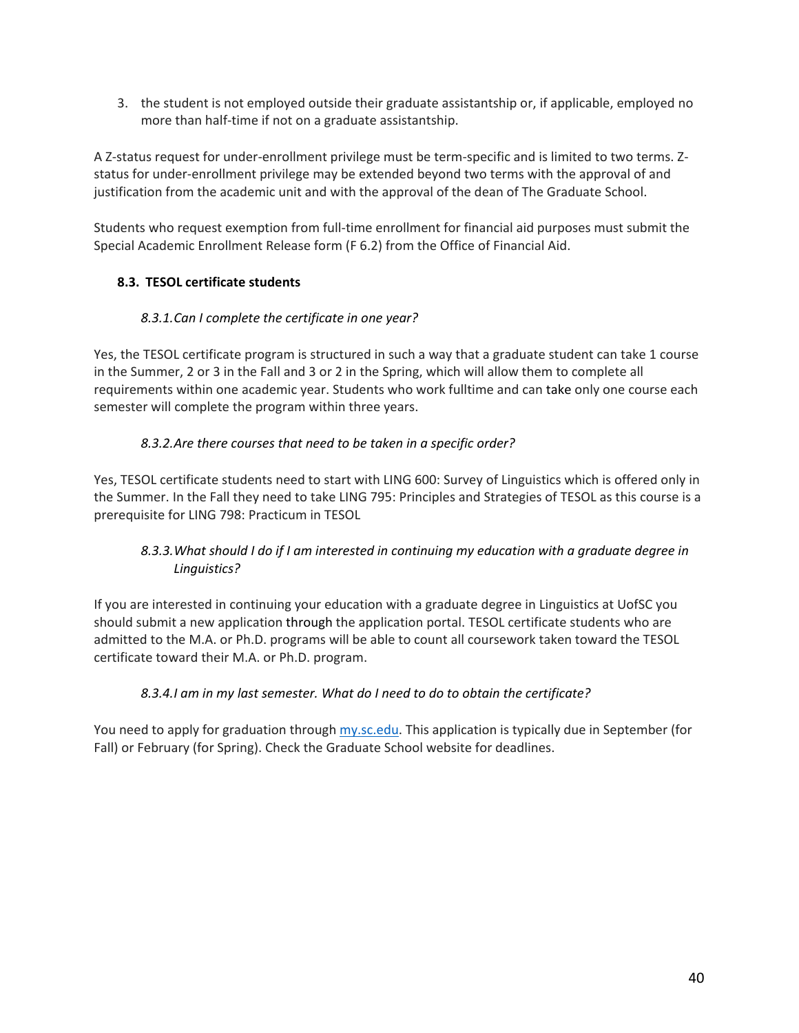3. the student is not employed outside their graduate assistantship or, if applicable, employed no more than half-time if not on a graduate assistantship.

A Z-status request for under-enrollment privilege must be term-specific and is limited to two terms. Z-status for under-enrollment privilege may be extended beyond two terms with the approval of and justification from the academic unit and with the approval of the dean of The Graduate School.

Students who request exemption from full-time enrollment for financial aid purposes must submit the Special Academic Enrollment Release form (F 6.2) from the Office of Financial Aid.

### 8.3. TESOL certificate students

#### *8.3.1. Can I complete the certificate in one year?*

Yes, the TESOL certificate program is structured in such a way that a graduate student can take 1 course in the Summer, 2 or 3 in the Fall and 3 or 2 in the Spring, which will allow them to complete all requirements within one academic year. Students who work fulltime and can take only one course each semester will complete the program within three years.

#### *8.3.2. Are there courses that need to be taken in a specific order?*

Yes, TESOL certificate students need to start with LING 600: Survey of Linguistics which is offered only in the Summer. In the Fall they need to take LING 795: Principles and Strategies of TESOL as this course is a prerequisite for LING 798: Practicum in TESOL

#### *8.3.3. What should I do if I am interested in continuing my education with a graduate degree in Linguistics?*

If you are interested in continuing your education with a graduate degree in Linguistics at UofSC you should submit a new application through the application portal. TESOL certificate students who are admitted to the M.A. or Ph.D. programs will be able to count all coursework taken toward the TESOL certificate toward their M.A. or Ph.D. program.

#### *8.3.4. I am in my last semester. What do I need to do to obtain the certificate?*

You need to apply for graduation through [my.sc.edu](my.sc.edu). This application is typically due in September (for Fall) or February (for Spring). Check the Graduate School website for deadlines.